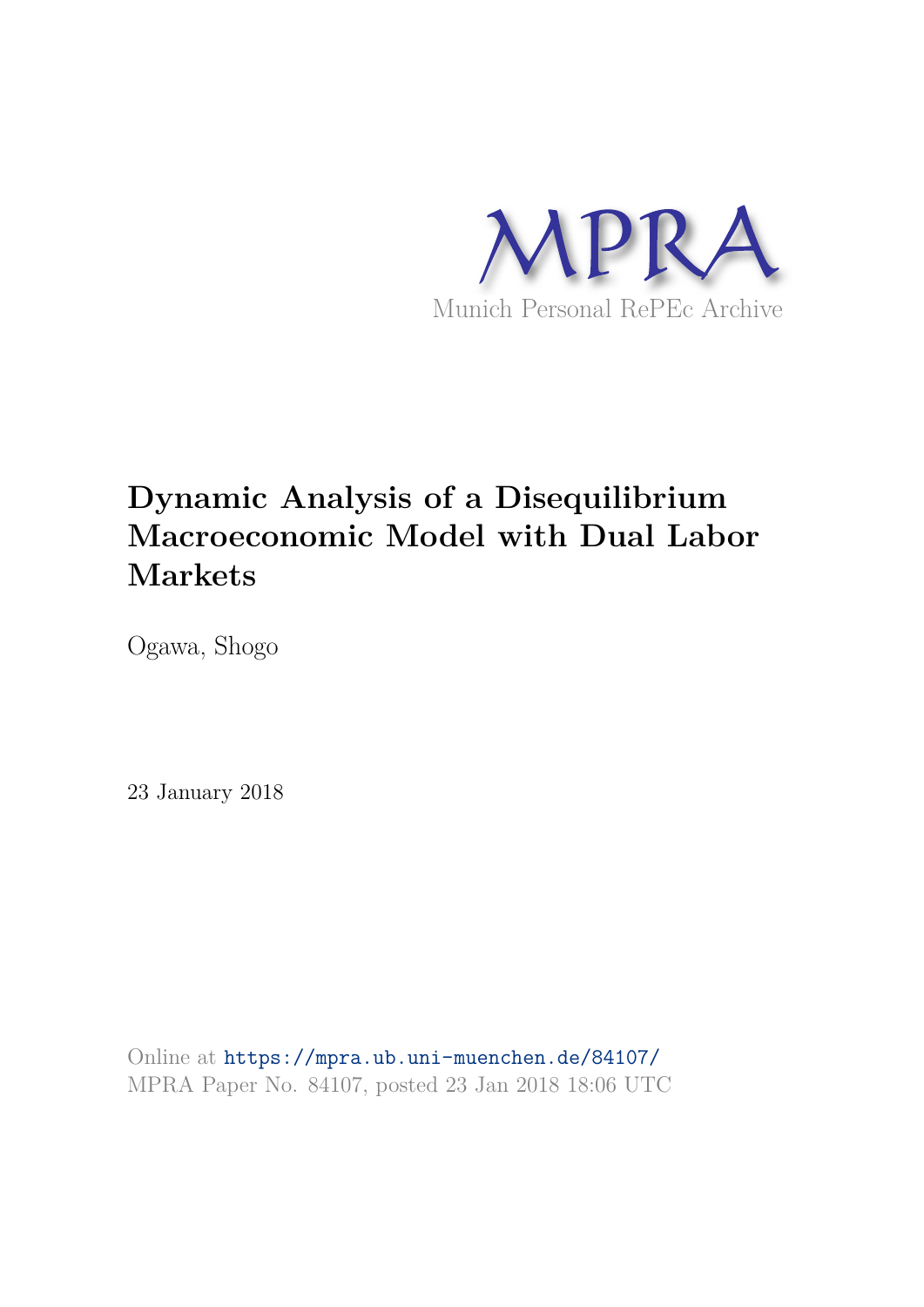MPRA

Munich Personal RePEc Archive

# Dynamic Analysis of a Disequilibrium Macroeconomic Model with Dual Labor Markets

Ogawa, Shogo

23 January 2018

Online at https://mpra.ub.uni-muenchen.de/84107/
MPRA Paper No. 84107, posted 23 Jan 2018 18:06 UTC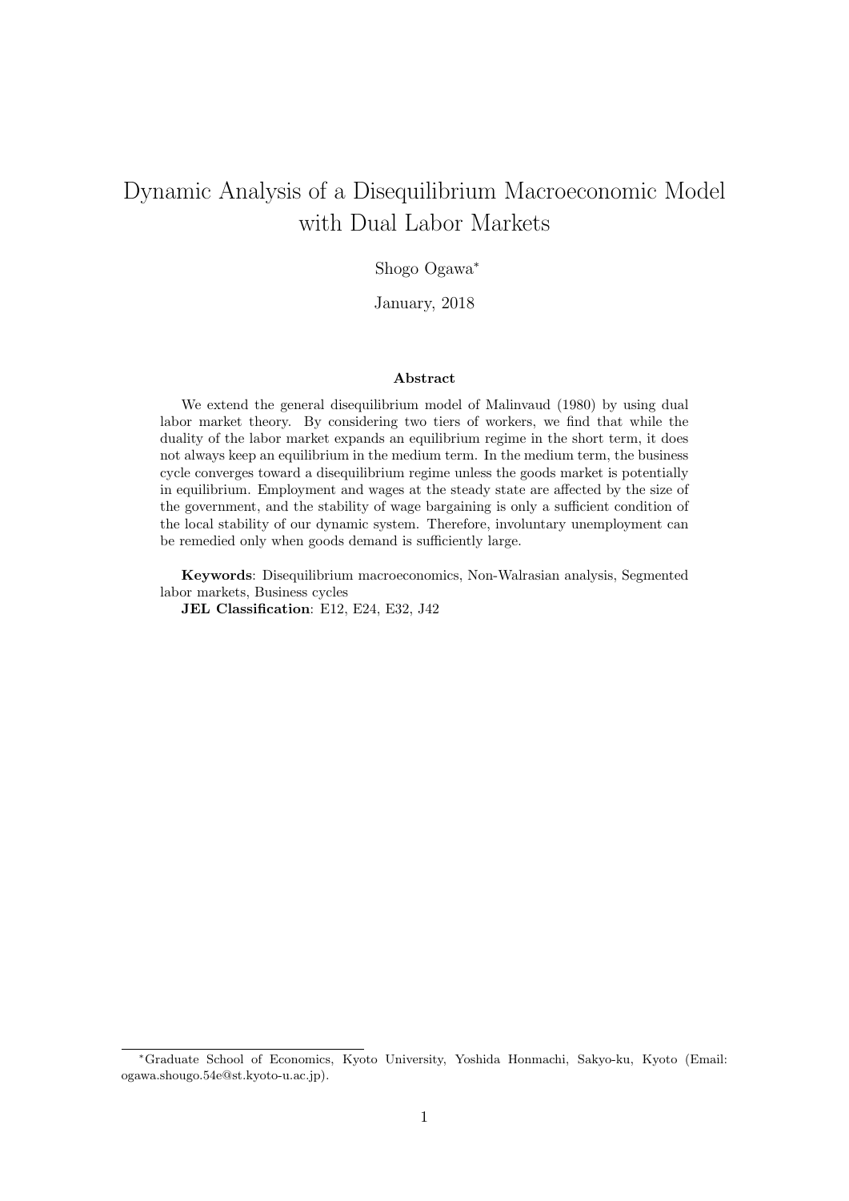# Dynamic Analysis of a Disequilibrium Macroeconomic Model with Dual Labor Markets

Shogo Ogawa*

January, 2018

### Abstract

We extend the general disequilibrium model of Malinvaud (1980) by using dual labor market theory. By considering two tiers of workers, we find that while the duality of the labor market expands an equilibrium regime in the short term, it does not always keep an equilibrium in the medium term. In the medium term, the business cycle converges toward a disequilibrium regime unless the goods market is potentially in equilibrium. Employment and wages at the steady state are affected by the size of the government, and the stability of wage bargaining is only a sufficient condition of the local stability of our dynamic system. Therefore, involuntary unemployment can be remedied only when goods demand is sufficiently large.

**Keywords**: Disequilibrium macroeconomics, Non-Walrasian analysis, Segmented labor markets, Business cycles

**JEL Classification**: E12, E24, E32, J42

---

*Graduate School of Economics, Kyoto University, Yoshida Honmachi, Sakyo-ku, Kyoto (Email: ogawa.shougo.54e@st.kyoto-u.ac.jp).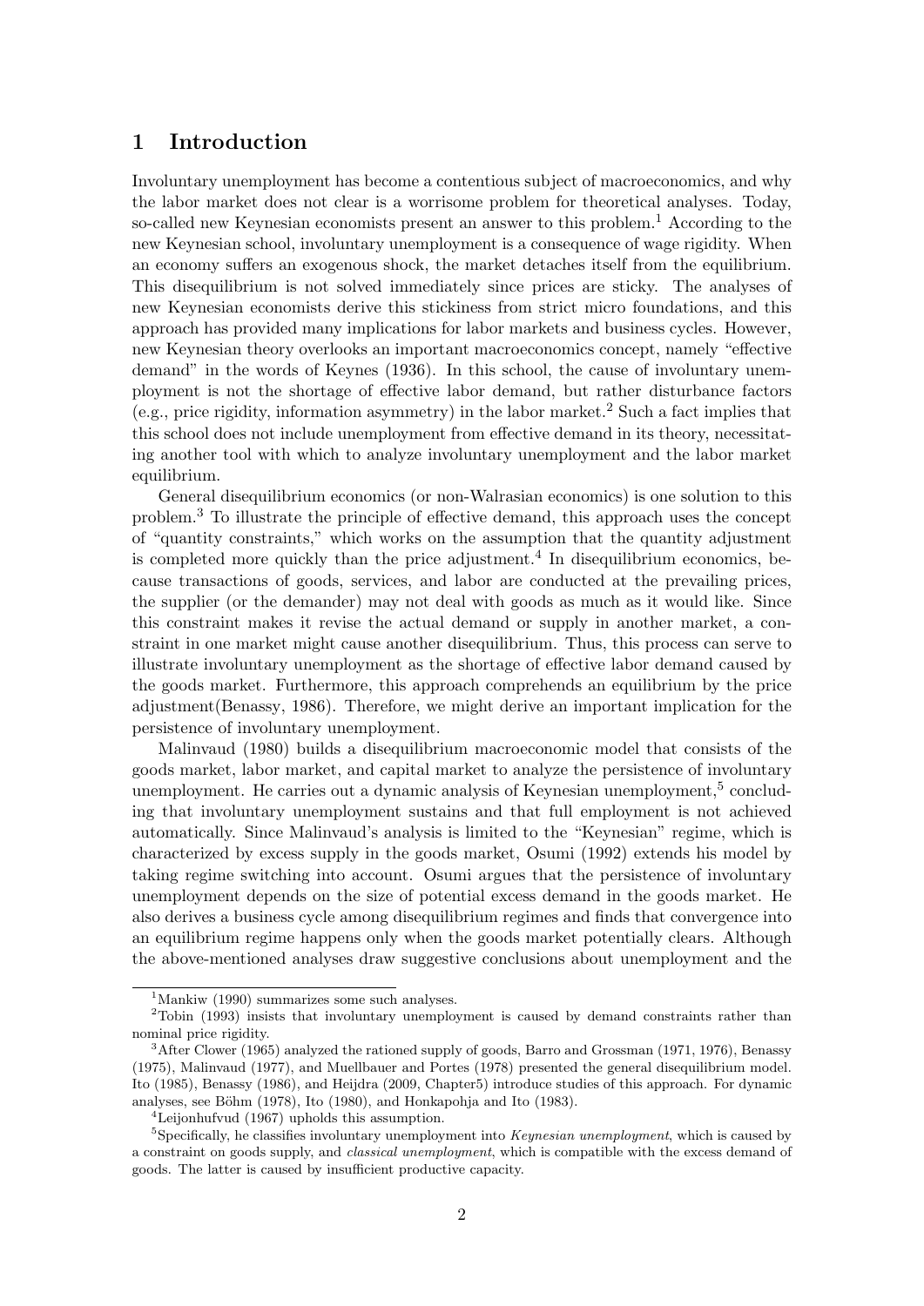# 1 Introduction

Involuntary unemployment has become a contentious subject of macroeconomics, and why the labor market does not clear is a worrisome problem for theoretical analyses. Today, so-called new Keynesian economists present an answer to this problem.[1] According to the new Keynesian school, involuntary unemployment is a consequence of wage rigidity. When an economy suffers an exogenous shock, the market detaches itself from the equilibrium. This disequilibrium is not solved immediately since prices are sticky. The analyses of new Keynesian economists derive this stickiness from strict micro foundations, and this approach has provided many implications for labor markets and business cycles. However, new Keynesian theory overlooks an important macroeconomics concept, namely "effective demand" in the words of Keynes (1936). In this school, the cause of involuntary unemployment is not the shortage of effective labor demand, but rather disturbance factors (e.g., price rigidity, information asymmetry) in the labor market.[2] Such a fact implies that this school does not include unemployment from effective demand in its theory, necessitating another tool with which to analyze involuntary unemployment and the labor market equilibrium.

General disequilibrium economics (or non-Walrasian economics) is one solution to this problem.[3] To illustrate the principle of effective demand, this approach uses the concept of "quantity constraints," which works on the assumption that the quantity adjustment is completed more quickly than the price adjustment.[4] In disequilibrium economics, because transactions of goods, services, and labor are conducted at the prevailing prices, the supplier (or the demander) may not deal with goods as much as it would like. Since this constraint makes it revise the actual demand or supply in another market, a constraint in one market might cause another disequilibrium. Thus, this process can serve to illustrate involuntary unemployment as the shortage of effective labor demand caused by the goods market. Furthermore, this approach comprehends an equilibrium by the price adjustment(Benassy, 1986). Therefore, we might derive an important implication for the persistence of involuntary unemployment.

Malinvaud (1980) builds a disequilibrium macroeconomic model that consists of the goods market, labor market, and capital market to analyze the persistence of involuntary unemployment. He carries out a dynamic analysis of Keynesian unemployment,[5] concluding that involuntary unemployment sustains and that full employment is not achieved automatically. Since Malinvaud's analysis is limited to the "Keynesian" regime, which is characterized by excess supply in the goods market, Osumi (1992) extends his model by taking regime switching into account. Osumi argues that the persistence of involuntary unemployment depends on the size of potential excess demand in the goods market. He also derives a business cycle among disequilibrium regimes and finds that convergence into an equilibrium regime happens only when the goods market potentially clears. Although the above-mentioned analyses draw suggestive conclusions about unemployment and the

---

[1] Mankiw (1990) summarizes some such analyses.

[2] Tobin (1993) insists that involuntary unemployment is caused by demand constraints rather than nominal price rigidity.

[3] After Clower (1965) analyzed the rationed supply of goods, Barro and Grossman (1971, 1976), Benassy (1975), Malinvaud (1977), and Muellbauer and Portes (1978) presented the general disequilibrium model. Ito (1985), Benassy (1986), and Heijdra (2009, Chapter5) introduce studies of this approach. For dynamic analyses, see Böhm (1978), Ito (1980), and Honkapohja and Ito (1983).

[4] Leijonhufvud (1967) upholds this assumption.

[5] Specifically, he classifies involuntary unemployment into *Keynesian unemployment*, which is caused by a constraint on goods supply, and *classical unemployment*, which is compatible with the excess demand of goods. The latter is caused by insufficient productive capacity.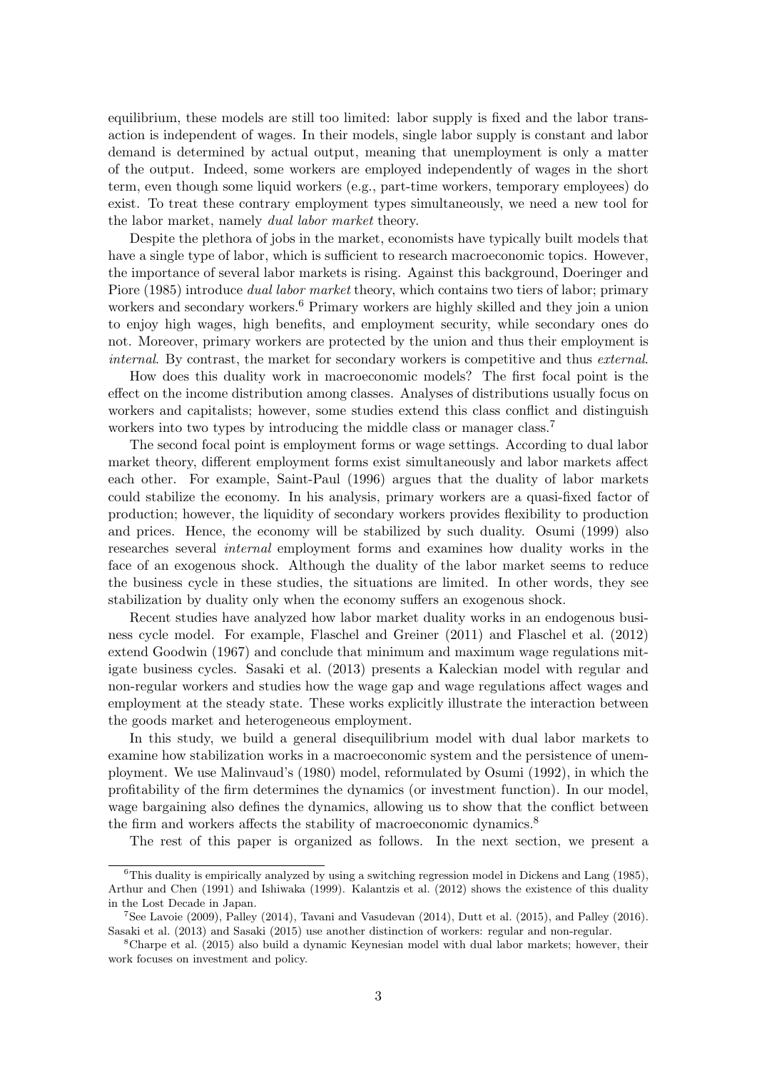equilibrium, these models are still too limited: labor supply is fixed and the labor transaction is independent of wages. In their models, single labor supply is constant and labor demand is determined by actual output, meaning that unemployment is only a matter of the output. Indeed, some workers are employed independently of wages in the short term, even though some liquid workers (e.g., part-time workers, temporary employees) do exist. To treat these contrary employment types simultaneously, we need a new tool for the labor market, namely *dual labor market* theory.

Despite the plethora of jobs in the market, economists have typically built models that have a single type of labor, which is sufficient to research macroeconomic topics. However, the importance of several labor markets is rising. Against this background, Doeringer and Piore (1985) introduce *dual labor market* theory, which contains two tiers of labor; primary workers and secondary workers.[6] Primary workers are highly skilled and they join a union to enjoy high wages, high benefits, and employment security, while secondary ones do not. Moreover, primary workers are protected by the union and thus their employment is *internal*. By contrast, the market for secondary workers is competitive and thus *external*.

How does this duality work in macroeconomic models? The first focal point is the effect on the income distribution among classes. Analyses of distributions usually focus on workers and capitalists; however, some studies extend this class conflict and distinguish workers into two types by introducing the middle class or manager class.[7]

The second focal point is employment forms or wage settings. According to dual labor market theory, different employment forms exist simultaneously and labor markets affect each other. For example, Saint-Paul (1996) argues that the duality of labor markets could stabilize the economy. In his analysis, primary workers are a quasi-fixed factor of production; however, the liquidity of secondary workers provides flexibility to production and prices. Hence, the economy will be stabilized by such duality. Osumi (1999) also researches several *internal* employment forms and examines how duality works in the face of an exogenous shock. Although the duality of the labor market seems to reduce the business cycle in these studies, the situations are limited. In other words, they see stabilization by duality only when the economy suffers an exogenous shock.

Recent studies have analyzed how labor market duality works in an endogenous business cycle model. For example, Flaschel and Greiner (2011) and Flaschel et al. (2012) extend Goodwin (1967) and conclude that minimum and maximum wage regulations mitigate business cycles. Sasaki et al. (2013) presents a Kaleckian model with regular and non-regular workers and studies how the wage gap and wage regulations affect wages and employment at the steady state. These works explicitly illustrate the interaction between the goods market and heterogeneous employment.

In this study, we build a general disequilibrium model with dual labor markets to examine how stabilization works in a macroeconomic system and the persistence of unemployment. We use Malinvaud's (1980) model, reformulated by Osumi (1992), in which the profitability of the firm determines the dynamics (or investment function). In our model, wage bargaining also defines the dynamics, allowing us to show that the conflict between the firm and workers affects the stability of macroeconomic dynamics.[8]

The rest of this paper is organized as follows. In the next section, we present a

---

[6] This duality is empirically analyzed by using a switching regression model in Dickens and Lang (1985), Arthur and Chen (1991) and Ishiwaka (1999). Kalantzis et al. (2012) shows the existence of this duality in the Lost Decade in Japan.

[7] See Lavoie (2009), Palley (2014), Tavani and Vasudevan (2014), Dutt et al. (2015), and Palley (2016). Sasaki et al. (2013) and Sasaki (2015) use another distinction of workers: regular and non-regular.

[8] Charpe et al. (2015) also build a dynamic Keynesian model with dual labor markets; however, their work focuses on investment and policy.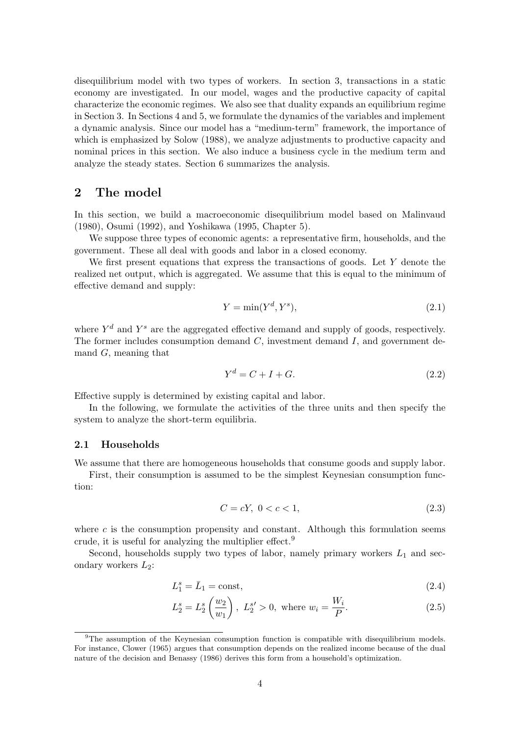disequilibrium model with two types of workers. In section 3, transactions in a static economy are investigated. In our model, wages and the productive capacity of capital characterize the economic regimes. We also see that duality expands an equilibrium regime in Section 3. In Sections 4 and 5, we formulate the dynamics of the variables and implement a dynamic analysis. Since our model has a "medium-term" framework, the importance of which is emphasized by Solow (1988), we analyze adjustments to productive capacity and nominal prices in this section. We also induce a business cycle in the medium term and analyze the steady states. Section 6 summarizes the analysis.

## 2 The model

In this section, we build a macroeconomic disequilibrium model based on Malinvaud (1980), Osumi (1992), and Yoshikawa (1995, Chapter 5).

We suppose three types of economic agents: a representative firm, households, and the government. These all deal with goods and labor in a closed economy.

We first present equations that express the transactions of goods. Let $Y$ denote the realized net output, which is aggregated. We assume that this is equal to the minimum of effective demand and supply:

$$Y = \min(Y^d, Y^s), \tag{2.1}$$

where $Y^d$ and $Y^s$ are the aggregated effective demand and supply of goods, respectively. The former includes consumption demand $C$, investment demand $I$, and government demand $G$, meaning that

$$Y^d = C + I + G. \tag{2.2}$$

Effective supply is determined by existing capital and labor.

In the following, we formulate the activities of the three units and then specify the system to analyze the short-term equilibria.

### 2.1 Households

We assume that there are homogeneous households that consume goods and supply labor.

First, their consumption is assumed to be the simplest Keynesian consumption function:

$$C = cY, \ 0 < c < 1, \tag{2.3}$$

where $c$ is the consumption propensity and constant. Although this formulation seems crude, it is useful for analyzing the multiplier effect.[9]

Second, households supply two types of labor, namely primary workers $L_1$ and secondary workers $L_2$:

$$L_1^s = \bar{L}_1 = \text{const}, \tag{2.4}$$

$$L_2^s = L_2^s\left(\frac{w_2}{w_1}\right), \ L_2^{s\prime} > 0, \text{ where } w_i = \frac{W_i}{P}. \tag{2.5}$$

[9] The assumption of the Keynesian consumption function is compatible with disequilibrium models. For instance, Clower (1965) argues that consumption depends on the realized income because of the dual nature of the decision and Benassy (1986) derives this form from a household's optimization.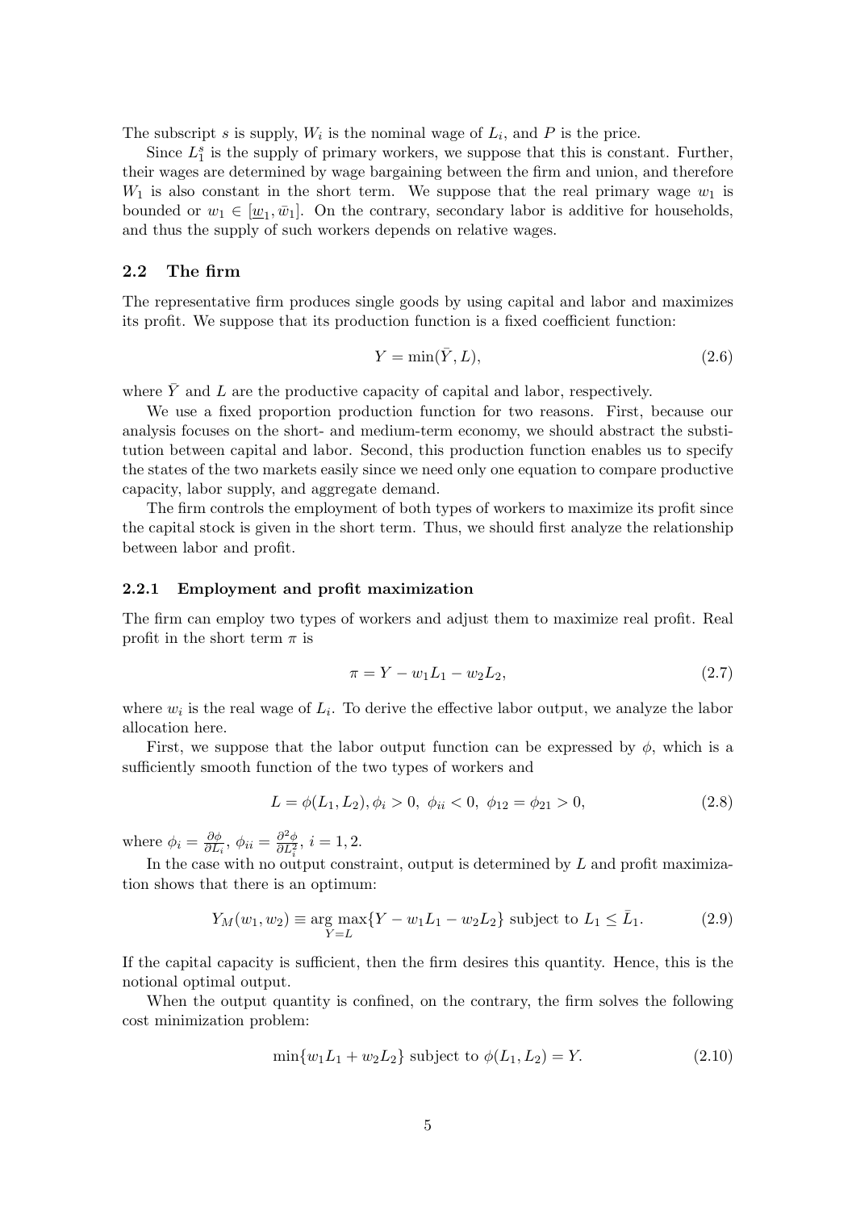The subscript $s$ is supply, $W_i$ is the nominal wage of $L_i$, and $P$ is the price.

Since $L_1^s$ is the supply of primary workers, we suppose that this is constant. Further, their wages are determined by wage bargaining between the firm and union, and therefore $W_1$ is also constant in the short term. We suppose that the real primary wage $w_1$ is bounded or $w_1 \in [\underline{w}_1, \bar{w}_1]$. On the contrary, secondary labor is additive for households, and thus the supply of such workers depends on relative wages.

## 2.2 The firm

The representative firm produces single goods by using capital and labor and maximizes its profit. We suppose that its production function is a fixed coefficient function:

$$Y = \min(\bar{Y}, L), \tag{2.6}$$

where $\bar{Y}$ and $L$ are the productive capacity of capital and labor, respectively.

We use a fixed proportion production function for two reasons. First, because our analysis focuses on the short- and medium-term economy, we should abstract the substitution between capital and labor. Second, this production function enables us to specify the states of the two markets easily since we need only one equation to compare productive capacity, labor supply, and aggregate demand.

The firm controls the employment of both types of workers to maximize its profit since the capital stock is given in the short term. Thus, we should first analyze the relationship between labor and profit.

### 2.2.1 Employment and profit maximization

The firm can employ two types of workers and adjust them to maximize real profit. Real profit in the short term $\pi$ is

$$\pi = Y - w_1 L_1 - w_2 L_2, \tag{2.7}$$

where $w_i$ is the real wage of $L_i$. To derive the effective labor output, we analyze the labor allocation here.

First, we suppose that the labor output function can be expressed by $\phi$, which is a sufficiently smooth function of the two types of workers and

$$L = \phi(L_1, L_2), \phi_i > 0,\ \phi_{ii} < 0,\ \phi_{12} = \phi_{21} > 0, \tag{2.8}$$

where $\phi_i = \frac{\partial \phi}{\partial L_i}$, $\phi_{ii} = \frac{\partial^2 \phi}{\partial L_i^2}$, $i = 1, 2$.

In the case with no output constraint, output is determined by $L$ and profit maximization shows that there is an optimum:

$$Y_M(w_1, w_2) \equiv \underset{Y=L}{\arg\max}\{Y - w_1 L_1 - w_2 L_2\} \text{ subject to } L_1 \leq \bar{L}_1. \tag{2.9}$$

If the capital capacity is sufficient, then the firm desires this quantity. Hence, this is the notional optimal output.

When the output quantity is confined, on the contrary, the firm solves the following cost minimization problem:

$$\min\{w_1 L_1 + w_2 L_2\} \text{ subject to } \phi(L_1, L_2) = Y. \tag{2.10}$$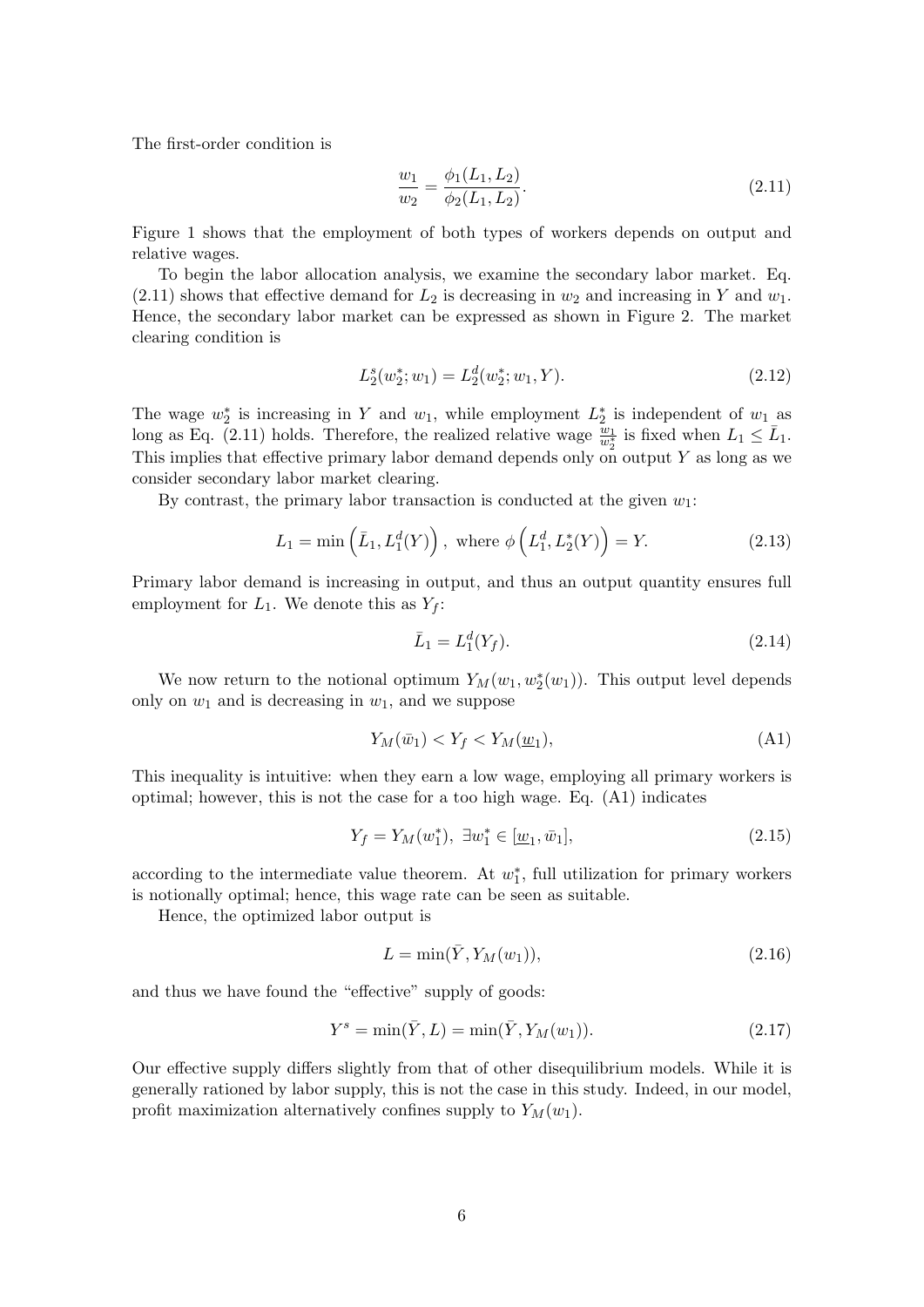The first-order condition is

$$\frac{w_1}{w_2} = \frac{\phi_1(L_1, L_2)}{\phi_2(L_1, L_2)}. \tag{2.11}$$

Figure 1 shows that the employment of both types of workers depends on output and relative wages.

To begin the labor allocation analysis, we examine the secondary labor market. Eq. (2.11) shows that effective demand for $L_2$ is decreasing in $w_2$ and increasing in $Y$ and $w_1$. Hence, the secondary labor market can be expressed as shown in Figure 2. The market clearing condition is

$$L_2^s(w_2^*; w_1) = L_2^d(w_2^*; w_1, Y). \tag{2.12}$$

The wage $w_2^*$ is increasing in $Y$ and $w_1$, while employment $L_2^*$ is independent of $w_1$ as long as Eq. (2.11) holds. Therefore, the realized relative wage $\frac{w_1}{w_2^*}$ is fixed when $L_1 \leq \bar{L}_1$. This implies that effective primary labor demand depends only on output $Y$ as long as we consider secondary labor market clearing.

By contrast, the primary labor transaction is conducted at the given $w_1$:

$$L_1 = \min\left(\bar{L}_1, L_1^d(Y)\right), \text{ where } \phi\left(L_1^d, L_2^*(Y)\right) = Y. \tag{2.13}$$

Primary labor demand is increasing in output, and thus an output quantity ensures full employment for $L_1$. We denote this as $Y_f$:

$$\bar{L}_1 = L_1^d(Y_f). \tag{2.14}$$

We now return to the notional optimum $Y_M(w_1, w_2^*(w_1))$. This output level depends only on $w_1$ and is decreasing in $w_1$, and we suppose

$$Y_M(\bar{w}_1) < Y_f < Y_M(\underline{w}_1), \tag{A1}$$

This inequality is intuitive: when they earn a low wage, employing all primary workers is optimal; however, this is not the case for a too high wage. Eq. (A1) indicates

$$Y_f = Y_M(w_1^*), \ \exists w_1^* \in [\underline{w}_1, \bar{w}_1], \tag{2.15}$$

according to the intermediate value theorem. At $w_1^*$, full utilization for primary workers is notionally optimal; hence, this wage rate can be seen as suitable.

Hence, the optimized labor output is

$$L = \min(\bar{Y}, Y_M(w_1)), \tag{2.16}$$

and thus we have found the "effective" supply of goods:

$$Y^s = \min(\bar{Y}, L) = \min(\bar{Y}, Y_M(w_1)). \tag{2.17}$$

Our effective supply differs slightly from that of other disequilibrium models. While it is generally rationed by labor supply, this is not the case in this study. Indeed, in our model, profit maximization alternatively confines supply to $Y_M(w_1)$.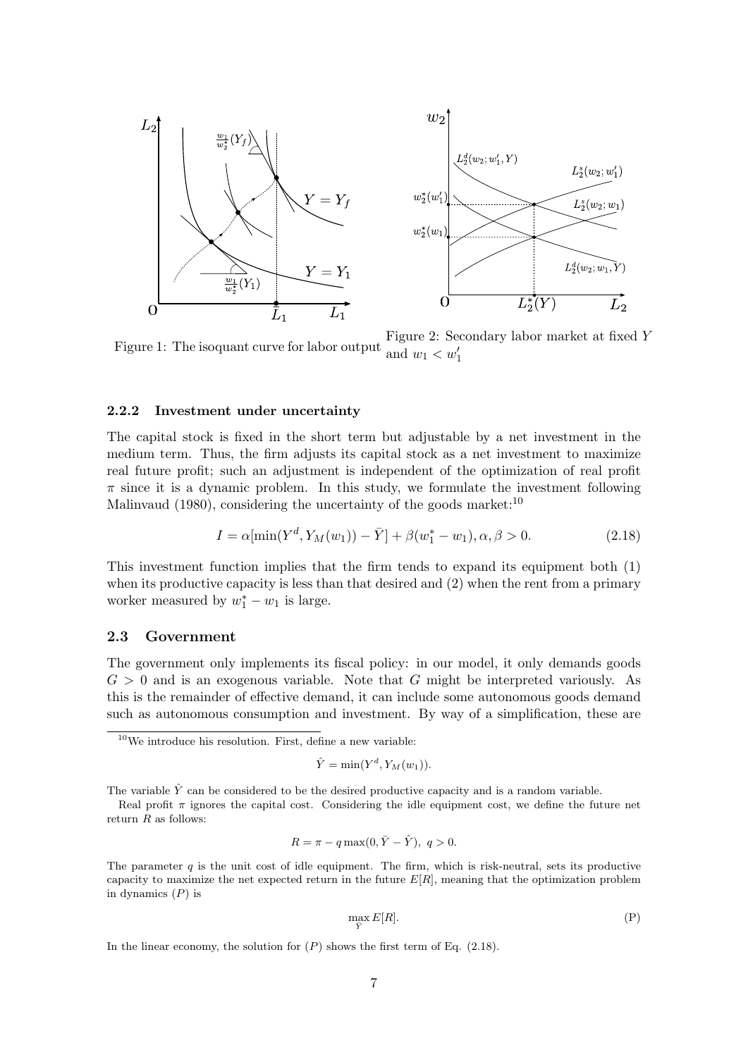Figure 1: The isoquant curve for labor output

Figure 2: Secondary labor market at fixed $Y$ and $w_1 < w_1'$

### 2.2.2 Investment under uncertainty

The capital stock is fixed in the short term but adjustable by a net investment in the medium term. Thus, the firm adjusts its capital stock as a net investment to maximize real future profit; such an adjustment is independent of the optimization of real profit $\pi$ since it is a dynamic problem. In this study, we formulate the investment following Malinvaud (1980), considering the uncertainty of the goods market:[10]

$$I = \alpha[\min(Y^d, Y_M(w_1)) - \bar{Y}] + \beta(w_1^* - w_1), \alpha, \beta > 0. \tag{2.18}$$

This investment function implies that the firm tends to expand its equipment both (1) when its productive capacity is less than that desired and (2) when the rent from a primary worker measured by $w_1^* - w_1$ is large.

## 2.3 Government

The government only implements its fiscal policy: in our model, it only demands goods $G > 0$ and is an exogenous variable. Note that $G$ might be interpreted variously. As this is the remainder of effective demand, it can include some autonomous goods demand such as autonomous consumption and investment. By way of a simplification, these are

---

[10] We introduce his resolution. First, define a new variable:

$$\hat{Y} = \min(Y^d, Y_M(w_1)).$$

The variable $\hat{Y}$ can be considered to be the desired productive capacity and is a random variable.

Real profit $\pi$ ignores the capital cost. Considering the idle equipment cost, we define the future net return $R$ as follows:

$$R = \pi - q \max(0, \bar{Y} - \hat{Y}), \; q > 0.$$

The parameter $q$ is the unit cost of idle equipment. The firm, which is risk-neutral, sets its productive capacity to maximize the net expected return in the future $E[R]$, meaning that the optimization problem in dynamics $(P)$ is

$$\max_{\bar{Y}} E[R]. \tag{P}$$

In the linear economy, the solution for $(P)$ shows the first term of Eq. (2.18).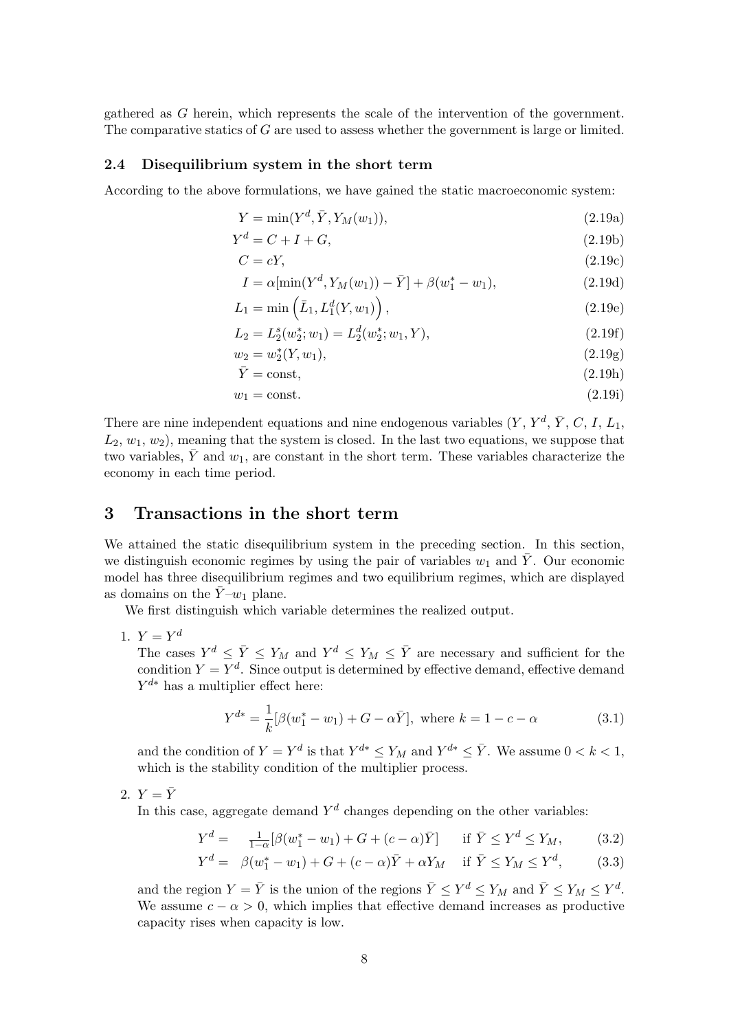gathered as $G$ herein, which represents the scale of the intervention of the government. The comparative statics of $G$ are used to assess whether the government is large or limited.

### 2.4 Disequilibrium system in the short term

According to the above formulations, we have gained the static macroeconomic system:

$$Y = \min(Y^d, \bar{Y}, Y_M(w_1)), \tag{2.19a}$$

$$Y^d = C + I + G, \tag{2.19b}$$

$$C = cY, \tag{2.19c}$$

$$I = \alpha[\min(Y^d, Y_M(w_1)) - \bar{Y}] + \beta(w_1^* - w_1), \tag{2.19d}$$

$$L_1 = \min\left(\bar{L}_1, L_1^d(Y, w_1)\right), \tag{2.19e}$$

$$L_2 = L_2^s(w_2^*; w_1) = L_2^d(w_2^*; w_1, Y), \tag{2.19f}$$

$$w_2 = w_2^*(Y, w_1), \tag{2.19g}$$

$$\bar{Y} = \text{const}, \tag{2.19h}$$

$$w_1 = \text{const}. \tag{2.19i}$$

There are nine independent equations and nine endogenous variables ($Y$, $Y^d$, $\bar{Y}$, $C$, $I$, $L_1$, $L_2$, $w_1$, $w_2$), meaning that the system is closed. In the last two equations, we suppose that two variables, $\bar{Y}$ and $w_1$, are constant in the short term. These variables characterize the economy in each time period.

## 3 Transactions in the short term

We attained the static disequilibrium system in the preceding section. In this section, we distinguish economic regimes by using the pair of variables $w_1$ and $\bar{Y}$. Our economic model has three disequilibrium regimes and two equilibrium regimes, which are displayed as domains on the $\bar{Y}$–$w_1$ plane.

We first distinguish which variable determines the realized output.

1. $Y = Y^d$

   The cases $Y^d \leq \bar{Y} \leq Y_M$ and $Y^d \leq Y_M \leq \bar{Y}$ are necessary and sufficient for the condition $Y = Y^d$. Since output is determined by effective demand, effective demand $Y^{d*}$ has a multiplier effect here:

   $$Y^{d*} = \frac{1}{k}[\beta(w_1^* - w_1) + G - \alpha\bar{Y}], \text{ where } k = 1 - c - \alpha \tag{3.1}$$

   and the condition of $Y = Y^d$ is that $Y^{d*} \leq Y_M$ and $Y^{d*} \leq \bar{Y}$. We assume $0 < k < 1$, which is the stability condition of the multiplier process.

2. $Y = \bar{Y}$

   In this case, aggregate demand $Y^d$ changes depending on the other variables:

   $$Y^d = \frac{1}{1-\alpha}[\beta(w_1^* - w_1) + G + (c - \alpha)\bar{Y}] \quad \text{if } \bar{Y} \leq Y^d \leq Y_M, \tag{3.2}$$

   $$Y^d = \beta(w_1^* - w_1) + G + (c - \alpha)\bar{Y} + \alpha Y_M \quad \text{if } \bar{Y} \leq Y_M \leq Y^d, \tag{3.3}$$

   and the region $Y = \bar{Y}$ is the union of the regions $\bar{Y} \leq Y^d \leq Y_M$ and $\bar{Y} \leq Y_M \leq Y^d$. We assume $c - \alpha > 0$, which implies that effective demand increases as productive capacity rises when capacity is low.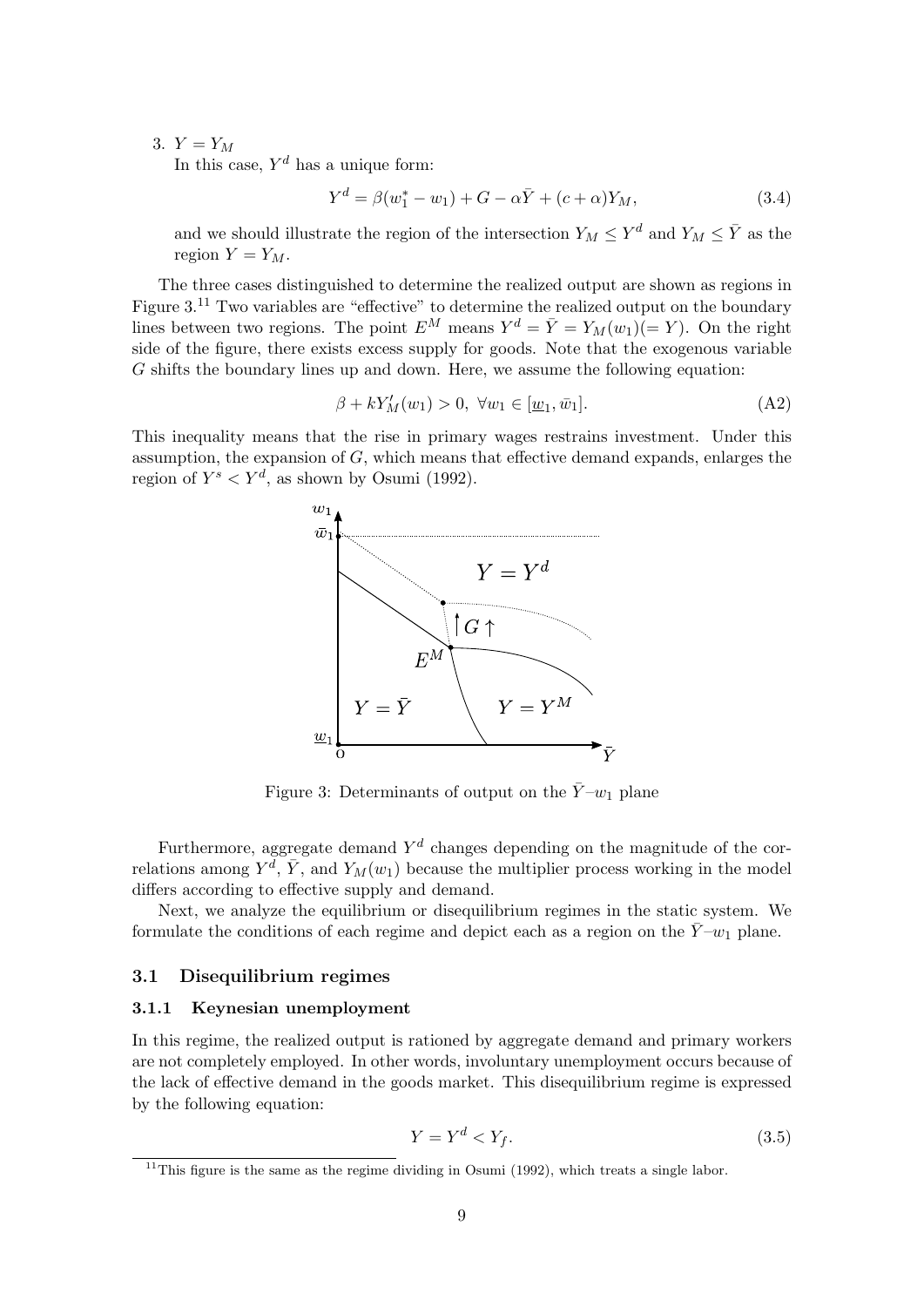3. $Y = Y_M$

   In this case, $Y^d$ has a unique form:

$$Y^d = \beta(w_1^* - w_1) + G - \alpha\bar{Y} + (c+\alpha)Y_M, \tag{3.4}$$

   and we should illustrate the region of the intersection $Y_M \leq Y^d$ and $Y_M \leq \bar{Y}$ as the region $Y = Y_M$.

The three cases distinguished to determine the realized output are shown as regions in Figure 3.[11] Two variables are "effective" to determine the realized output on the boundary lines between two regions. The point $E^M$ means $Y^d = \bar{Y} = Y_M(w_1)(= Y)$. On the right side of the figure, there exists excess supply for goods. Note that the exogenous variable $G$ shifts the boundary lines up and down. Here, we assume the following equation:

$$\beta + kY_M'(w_1) > 0, \ \forall w_1 \in [\underline{w}_1, \bar{w}_1]. \tag{A2}$$

This inequality means that the rise in primary wages restrains investment. Under this assumption, the expansion of $G$, which means that effective demand expands, enlarges the region of $Y^s < Y^d$, as shown by Osumi (1992).

Figure 3: Determinants of output on the $\bar{Y}$–$w_1$ plane

Furthermore, aggregate demand $Y^d$ changes depending on the magnitude of the correlations among $Y^d$, $\bar{Y}$, and $Y_M(w_1)$ because the multiplier process working in the model differs according to effective supply and demand.

Next, we analyze the equilibrium or disequilibrium regimes in the static system. We formulate the conditions of each regime and depict each as a region on the $\bar{Y}$–$w_1$ plane.

## 3.1 Disequilibrium regimes

### 3.1.1 Keynesian unemployment

In this regime, the realized output is rationed by aggregate demand and primary workers are not completely employed. In other words, involuntary unemployment occurs because of the lack of effective demand in the goods market. This disequilibrium regime is expressed by the following equation:

$$Y = Y^d < Y_f. \tag{3.5}$$

[11] This figure is the same as the regime dividing in Osumi (1992), which treats a single labor.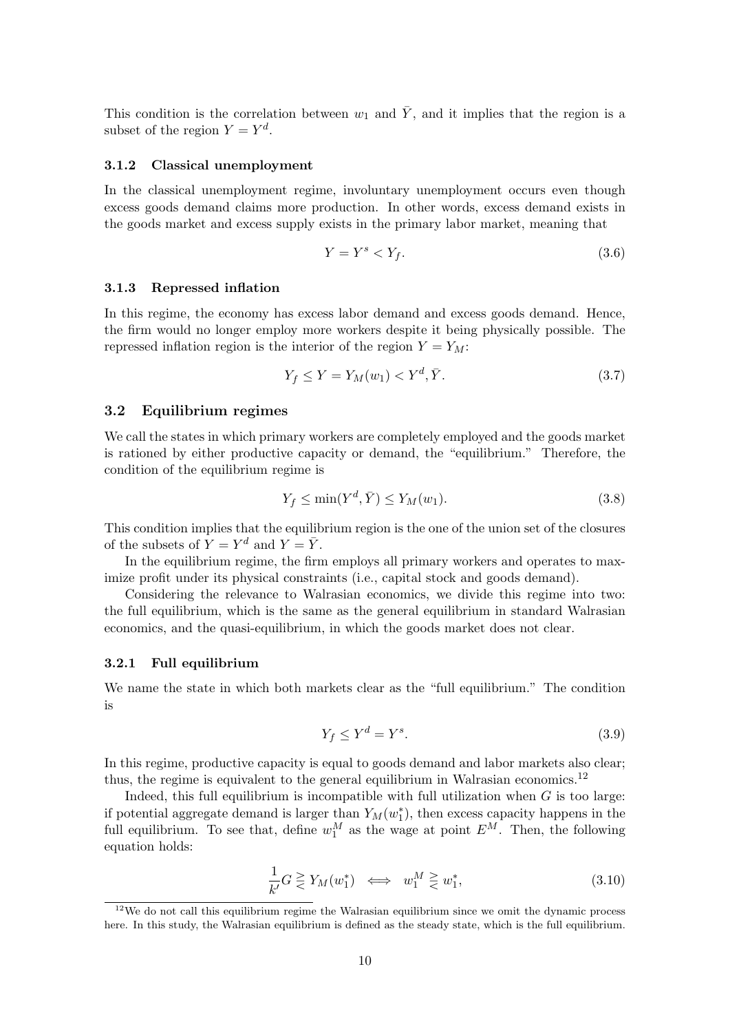This condition is the correlation between $w_1$ and $\bar{Y}$, and it implies that the region is a subset of the region $Y = Y^d$.

### 3.1.2 Classical unemployment

In the classical unemployment regime, involuntary unemployment occurs even though excess goods demand claims more production. In other words, excess demand exists in the goods market and excess supply exists in the primary labor market, meaning that

$$Y = Y^s < Y_f. \tag{3.6}$$

### 3.1.3 Repressed inflation

In this regime, the economy has excess labor demand and excess goods demand. Hence, the firm would no longer employ more workers despite it being physically possible. The repressed inflation region is the interior of the region $Y = Y_M$:

$$Y_f \leq Y = Y_M(w_1) < Y^d, \bar{Y}. \tag{3.7}$$

## 3.2 Equilibrium regimes

We call the states in which primary workers are completely employed and the goods market is rationed by either productive capacity or demand, the "equilibrium." Therefore, the condition of the equilibrium regime is

$$Y_f \leq \min(Y^d, \bar{Y}) \leq Y_M(w_1). \tag{3.8}$$

This condition implies that the equilibrium region is the one of the union set of the closures of the subsets of $Y = Y^d$ and $Y = \bar{Y}$.

In the equilibrium regime, the firm employs all primary workers and operates to maximize profit under its physical constraints (i.e., capital stock and goods demand).

Considering the relevance to Walrasian economics, we divide this regime into two: the full equilibrium, which is the same as the general equilibrium in standard Walrasian economics, and the quasi-equilibrium, in which the goods market does not clear.

### 3.2.1 Full equilibrium

We name the state in which both markets clear as the "full equilibrium." The condition is

$$Y_f \leq Y^d = Y^s. \tag{3.9}$$

In this regime, productive capacity is equal to goods demand and labor markets also clear; thus, the regime is equivalent to the general equilibrium in Walrasian economics.[12]

Indeed, this full equilibrium is incompatible with full utilization when $G$ is too large: if potential aggregate demand is larger than $Y_M(w_1^*)$, then excess capacity happens in the full equilibrium. To see that, define $w_1^M$ as the wage at point $E^M$. Then, the following equation holds:

$$\frac{1}{k'}G \gtreqless Y_M(w_1^*) \iff w_1^M \gtreqless w_1^*, \tag{3.10}$$

[12] We do not call this equilibrium regime the Walrasian equilibrium since we omit the dynamic process here. In this study, the Walrasian equilibrium is defined as the steady state, which is the full equilibrium.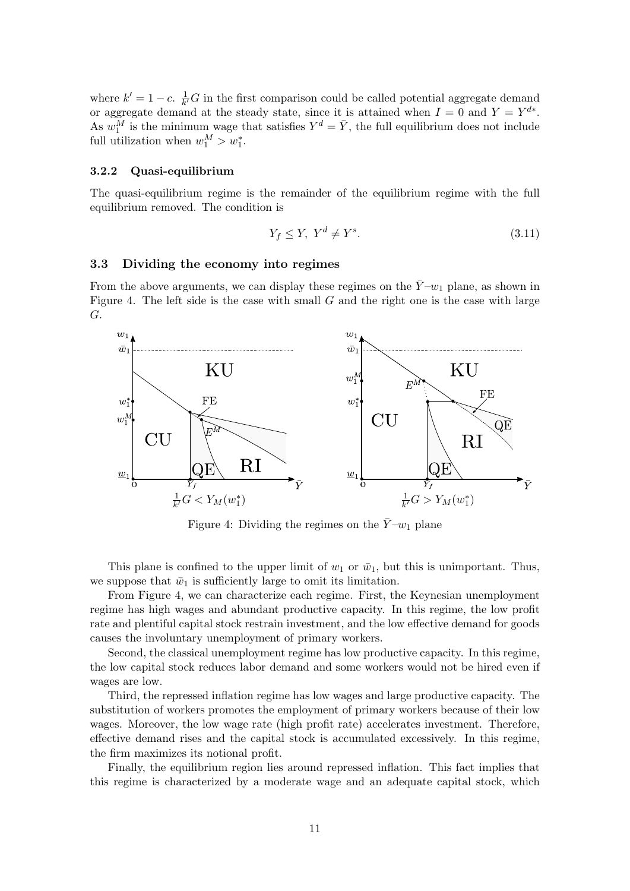where $k' = 1 - c$. $\frac{1}{k'}G$ in the first comparison could be called potential aggregate demand or aggregate demand at the steady state, since it is attained when $I = 0$ and $Y = Y^{d*}$. As $w_1^M$ is the minimum wage that satisfies $Y^d = \bar{Y}$, the full equilibrium does not include full utilization when $w_1^M > w_1^*$.

### 3.2.2 Quasi-equilibrium

The quasi-equilibrium regime is the remainder of the equilibrium regime with the full equilibrium removed. The condition is

$$Y_f \leq Y,\ Y^d \neq Y^s. \tag{3.11}$$

## 3.3 Dividing the economy into regimes

From the above arguments, we can display these regimes on the $\bar{Y}$–$w_1$ plane, as shown in Figure 4. The left side is the case with small $G$ and the right one is the case with large $G$.

$\frac{1}{k'}G < Y_M(w_1^*)$ $\quad\quad$ $\frac{1}{k'}G > Y_M(w_1^*)$

Figure 4: Dividing the regimes on the $\bar{Y}$–$w_1$ plane

This plane is confined to the upper limit of $w_1$ or $\bar{w}_1$, but this is unimportant. Thus, we suppose that $\bar{w}_1$ is sufficiently large to omit its limitation.

From Figure 4, we can characterize each regime. First, the Keynesian unemployment regime has high wages and abundant productive capacity. In this regime, the low profit rate and plentiful capital stock restrain investment, and the low effective demand for goods causes the involuntary unemployment of primary workers.

Second, the classical unemployment regime has low productive capacity. In this regime, the low capital stock reduces labor demand and some workers would not be hired even if wages are low.

Third, the repressed inflation regime has low wages and large productive capacity. The substitution of workers promotes the employment of primary workers because of their low wages. Moreover, the low wage rate (high profit rate) accelerates investment. Therefore, effective demand rises and the capital stock is accumulated excessively. In this regime, the firm maximizes its notional profit.

Finally, the equilibrium region lies around repressed inflation. This fact implies that this regime is characterized by a moderate wage and an adequate capital stock, which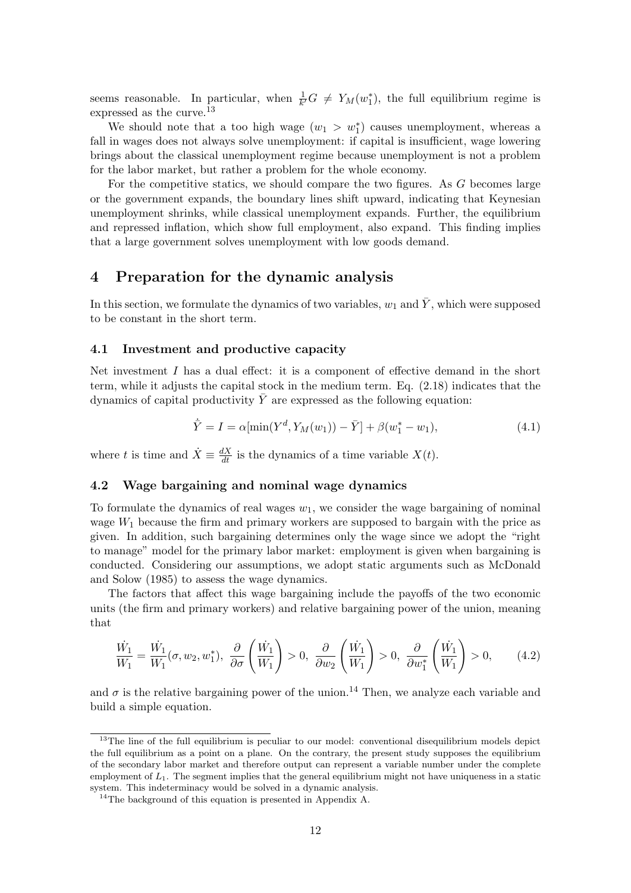seems reasonable. In particular, when $\frac{1}{k'}G \neq Y_M(w_1^*)$, the full equilibrium regime is expressed as the curve.[13]

We should note that a too high wage ($w_1 > w_1^*$) causes unemployment, whereas a fall in wages does not always solve unemployment: if capital is insufficient, wage lowering brings about the classical unemployment regime because unemployment is not a problem for the labor market, but rather a problem for the whole economy.

For the competitive statics, we should compare the two figures. As $G$ becomes large or the government expands, the boundary lines shift upward, indicating that Keynesian unemployment shrinks, while classical unemployment expands. Further, the equilibrium and repressed inflation, which show full employment, also expand. This finding implies that a large government solves unemployment with low goods demand.

# 4 Preparation for the dynamic analysis

In this section, we formulate the dynamics of two variables, $w_1$ and $\bar{Y}$, which were supposed to be constant in the short term.

## 4.1 Investment and productive capacity

Net investment $I$ has a dual effect: it is a component of effective demand in the short term, while it adjusts the capital stock in the medium term. Eq. (2.18) indicates that the dynamics of capital productivity $\bar{Y}$ are expressed as the following equation:

$$\dot{\bar{Y}} = I = \alpha[\min(Y^d, Y_M(w_1)) - \bar{Y}] + \beta(w_1^* - w_1), \tag{4.1}$$

where $t$ is time and $\dot{X} \equiv \frac{dX}{dt}$ is the dynamics of a time variable $X(t)$.

## 4.2 Wage bargaining and nominal wage dynamics

To formulate the dynamics of real wages $w_1$, we consider the wage bargaining of nominal wage $W_1$ because the firm and primary workers are supposed to bargain with the price as given. In addition, such bargaining determines only the wage since we adopt the "right to manage" model for the primary labor market: employment is given when bargaining is conducted. Considering our assumptions, we adopt static arguments such as McDonald and Solow (1985) to assess the wage dynamics.

The factors that affect this wage bargaining include the payoffs of the two economic units (the firm and primary workers) and relative bargaining power of the union, meaning that

$$\frac{\dot{W}_1}{W_1} = \frac{\dot{W}_1}{W_1}(\sigma, w_2, w_1^*),\ \frac{\partial}{\partial \sigma}\left(\frac{\dot{W}_1}{W_1}\right) > 0,\ \frac{\partial}{\partial w_2}\left(\frac{\dot{W}_1}{W_1}\right) > 0,\ \frac{\partial}{\partial w_1^*}\left(\frac{\dot{W}_1}{W_1}\right) > 0, \tag{4.2}$$

and $\sigma$ is the relative bargaining power of the union.[14] Then, we analyze each variable and build a simple equation.

[13] The line of the full equilibrium is peculiar to our model: conventional disequilibrium models depict the full equilibrium as a point on a plane. On the contrary, the present study supposes the equilibrium of the secondary labor market and therefore output can represent a variable number under the complete employment of $L_1$. The segment implies that the general equilibrium might not have uniqueness in a static system. This indeterminacy would be solved in a dynamic analysis.

[14] The background of this equation is presented in Appendix A.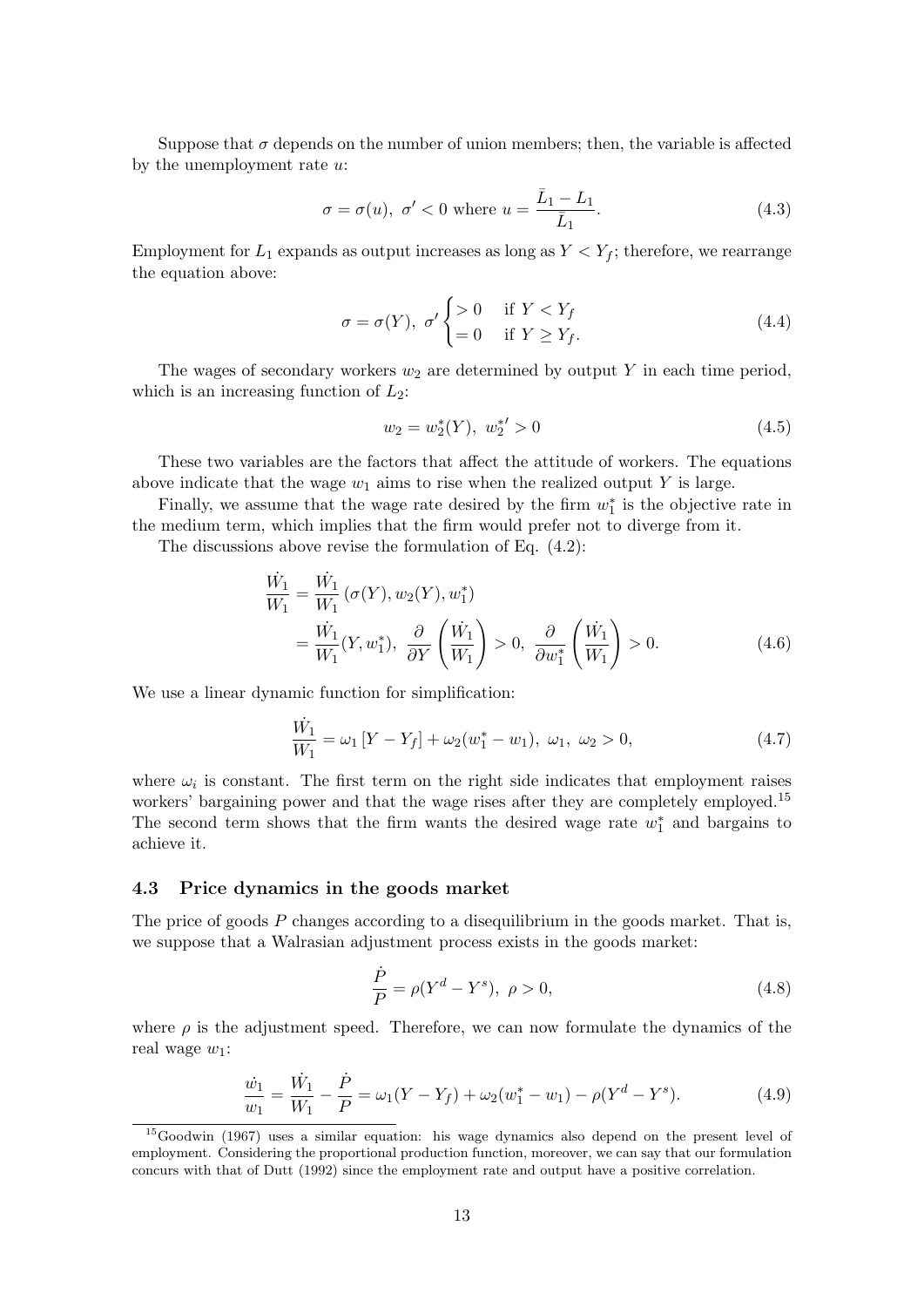Suppose that $\sigma$ depends on the number of union members; then, the variable is affected by the unemployment rate $u$:

$$\sigma = \sigma(u),\ \sigma' < 0 \text{ where } u = \frac{\bar{L}_1 - L_1}{\bar{L}_1}. \tag{4.3}$$

Employment for $L_1$ expands as output increases as long as $Y < Y_f$; therefore, we rearrange the equation above:

$$\sigma = \sigma(Y),\ \sigma' \begin{cases} > 0 & \text{if } Y < Y_f \\ = 0 & \text{if } Y \geq Y_f. \end{cases} \tag{4.4}$$

The wages of secondary workers $w_2$ are determined by output $Y$ in each time period, which is an increasing function of $L_2$:

$$w_2 = w_2^*(Y),\ w_2^{*\prime} > 0 \tag{4.5}$$

These two variables are the factors that affect the attitude of workers. The equations above indicate that the wage $w_1$ aims to rise when the realized output $Y$ is large.

Finally, we assume that the wage rate desired by the firm $w_1^*$ is the objective rate in the medium term, which implies that the firm would prefer not to diverge from it.

The discussions above revise the formulation of Eq. (4.2):

$$\begin{aligned} \frac{\dot{W}_1}{W_1} &= \frac{\dot{W}_1}{W_1}\left(\sigma(Y), w_2(Y), w_1^*\right) \\ &= \frac{\dot{W}_1}{W_1}(Y, w_1^*),\ \frac{\partial}{\partial Y}\left(\frac{\dot{W}_1}{W_1}\right) > 0,\ \frac{\partial}{\partial w_1^*}\left(\frac{\dot{W}_1}{W_1}\right) > 0. \end{aligned} \tag{4.6}$$

We use a linear dynamic function for simplification:

$$\frac{\dot{W}_1}{W_1} = \omega_1\left[Y - Y_f\right] + \omega_2(w_1^* - w_1),\ \omega_1,\ \omega_2 > 0, \tag{4.7}$$

where $\omega_i$ is constant. The first term on the right side indicates that employment raises workers' bargaining power and that the wage rises after they are completely employed.[15] The second term shows that the firm wants the desired wage rate $w_1^*$ and bargains to achieve it.

### 4.3 Price dynamics in the goods market

The price of goods $P$ changes according to a disequilibrium in the goods market. That is, we suppose that a Walrasian adjustment process exists in the goods market:

$$\frac{\dot{P}}{P} = \rho(Y^d - Y^s),\ \rho > 0, \tag{4.8}$$

where $\rho$ is the adjustment speed. Therefore, we can now formulate the dynamics of the real wage $w_1$:

$$\frac{\dot{w}_1}{w_1} = \frac{\dot{W}_1}{W_1} - \frac{\dot{P}}{P} = \omega_1(Y - Y_f) + \omega_2(w_1^* - w_1) - \rho(Y^d - Y^s). \tag{4.9}$$

[15] Goodwin (1967) uses a similar equation: his wage dynamics also depend on the present level of employment. Considering the proportional production function, moreover, we can say that our formulation concurs with that of Dutt (1992) since the employment rate and output have a positive correlation.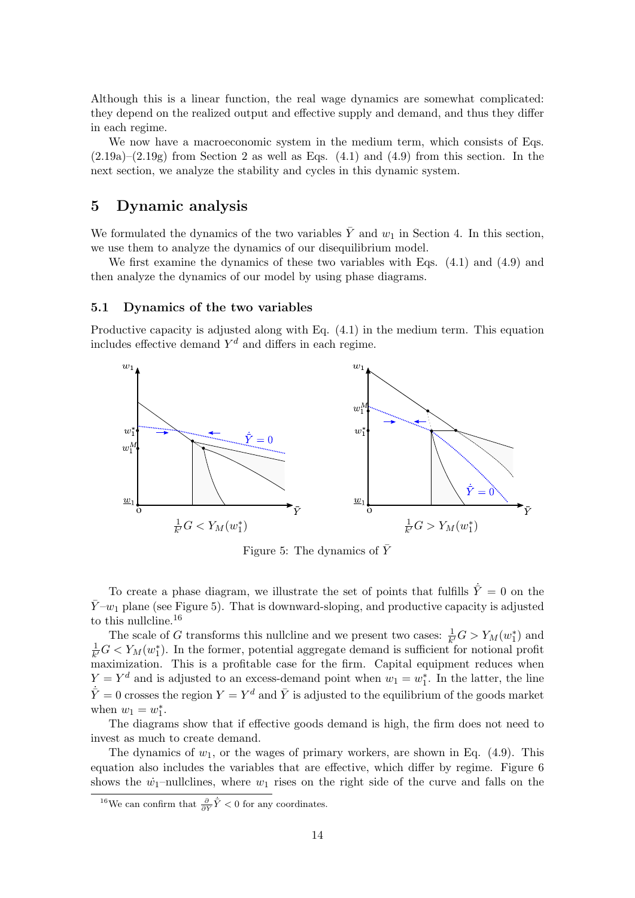Although this is a linear function, the real wage dynamics are somewhat complicated: they depend on the realized output and effective supply and demand, and thus they differ in each regime.

We now have a macroeconomic system in the medium term, which consists of Eqs. (2.19a)–(2.19g) from Section 2 as well as Eqs. (4.1) and (4.9) from this section. In the next section, we analyze the stability and cycles in this dynamic system.

## 5 Dynamic analysis

We formulated the dynamics of the two variables $\bar{Y}$ and $w_1$ in Section 4. In this section, we use them to analyze the dynamics of our disequilibrium model.

We first examine the dynamics of these two variables with Eqs. (4.1) and (4.9) and then analyze the dynamics of our model by using phase diagrams.

### 5.1 Dynamics of the two variables

Productive capacity is adjusted along with Eq. (4.1) in the medium term. This equation includes effective demand $Y^d$ and differs in each regime.

$\frac{1}{k'}G < Y_M(w_1^*)$ $\qquad$ $\frac{1}{k'}G > Y_M(w_1^*)$

Figure 5: The dynamics of $\bar{Y}$

To create a phase diagram, we illustrate the set of points that fulfills $\dot{\bar{Y}} = 0$ on the $\bar{Y}$–$w_1$ plane (see Figure 5). That is downward-sloping, and productive capacity is adjusted to this nullcline.[16]

The scale of $G$ transforms this nullcline and we present two cases: $\frac{1}{k'}G > Y_M(w_1^*)$ and $\frac{1}{k'}G < Y_M(w_1^*)$. In the former, potential aggregate demand is sufficient for notional profit maximization. This is a profitable case for the firm. Capital equipment reduces when $Y = Y^d$ and is adjusted to an excess-demand point when $w_1 = w_1^*$. In the latter, the line $\dot{\bar{Y}} = 0$ crosses the region $Y = Y^d$ and $\bar{Y}$ is adjusted to the equilibrium of the goods market when $w_1 = w_1^*$.

The diagrams show that if effective goods demand is high, the firm does not need to invest as much to create demand.

The dynamics of $w_1$, or the wages of primary workers, are shown in Eq. (4.9). This equation also includes the variables that are effective, which differ by regime. Figure 6 shows the $\dot{w_1}$–nullclines, where $w_1$ rises on the right side of the curve and falls on the

[16] We can confirm that $\frac{\partial}{\partial \bar{Y}}\dot{\bar{Y}} < 0$ for any coordinates.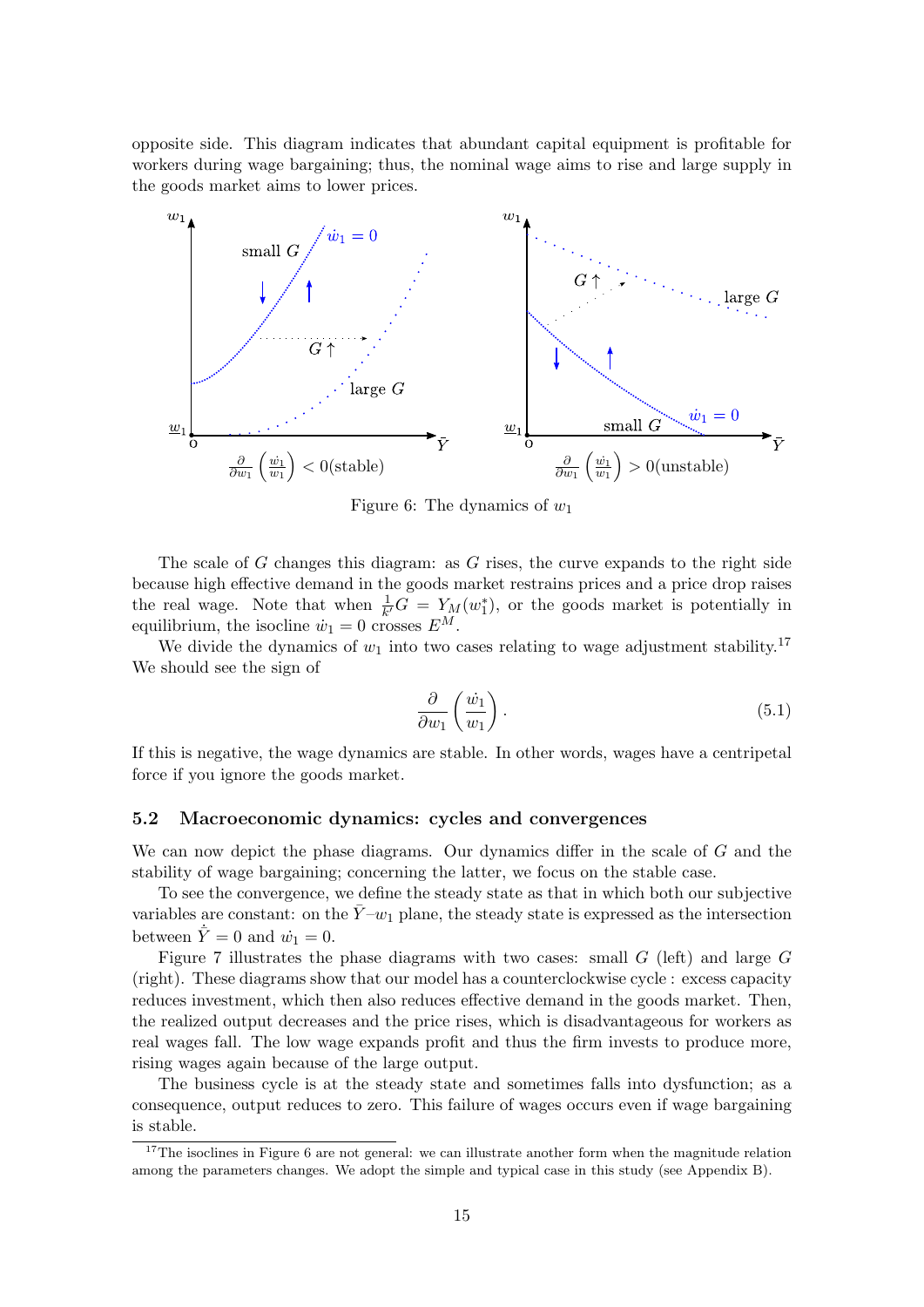opposite side. This diagram indicates that abundant capital equipment is profitable for workers during wage bargaining; thus, the nominal wage aims to rise and large supply in the goods market aims to lower prices.

Figure 6: The dynamics of $w_1$

The scale of $G$ changes this diagram: as $G$ rises, the curve expands to the right side because high effective demand in the goods market restrains prices and a price drop raises the real wage. Note that when $\frac{1}{k'}G = Y_M(w_1^*)$, or the goods market is potentially in equilibrium, the isocline $\dot{w}_1 = 0$ crosses $E^M$.

We divide the dynamics of $w_1$ into two cases relating to wage adjustment stability.[17] We should see the sign of

$$\frac{\partial}{\partial w_1}\left(\frac{\dot{w}_1}{w_1}\right). \tag{5.1}$$

If this is negative, the wage dynamics are stable. In other words, wages have a centripetal force if you ignore the goods market.

### 5.2 Macroeconomic dynamics: cycles and convergences

We can now depict the phase diagrams. Our dynamics differ in the scale of $G$ and the stability of wage bargaining; concerning the latter, we focus on the stable case.

To see the convergence, we define the steady state as that in which both our subjective variables are constant: on the $\bar{Y}$–$w_1$ plane, the steady state is expressed as the intersection between $\dot{\bar{Y}} = 0$ and $\dot{w}_1 = 0$.

Figure 7 illustrates the phase diagrams with two cases: small $G$ (left) and large $G$ (right). These diagrams show that our model has a counterclockwise cycle : excess capacity reduces investment, which then also reduces effective demand in the goods market. Then, the realized output decreases and the price rises, which is disadvantageous for workers as real wages fall. The low wage expands profit and thus the firm invests to produce more, rising wages again because of the large output.

The business cycle is at the steady state and sometimes falls into dysfunction; as a consequence, output reduces to zero. This failure of wages occurs even if wage bargaining is stable.

[17] The isoclines in Figure 6 are not general: we can illustrate another form when the magnitude relation among the parameters changes. We adopt the simple and typical case in this study (see Appendix B).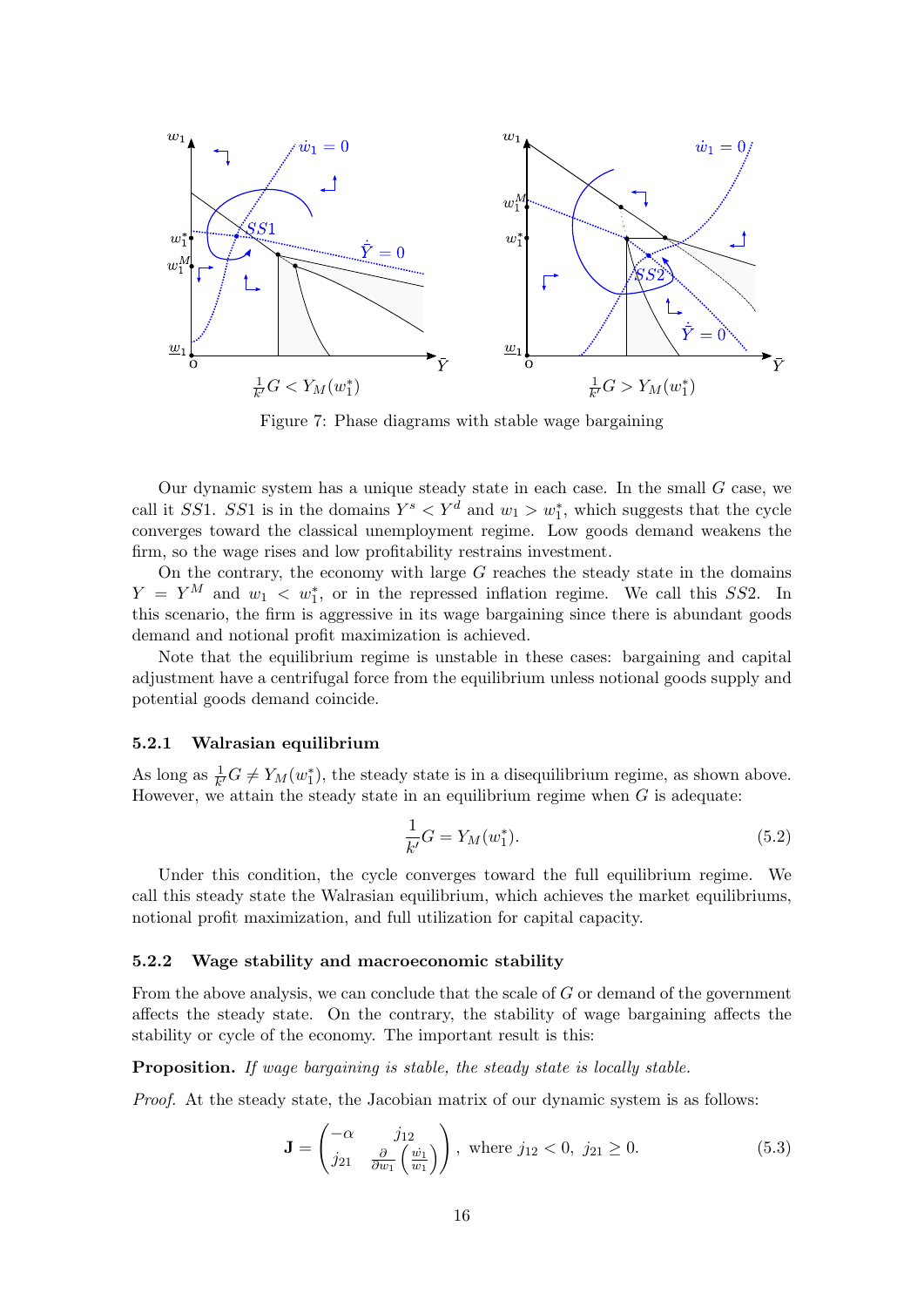Figure 7: Phase diagrams with stable wage bargaining

Our dynamic system has a unique steady state in each case. In the small $G$ case, we call it $SS1$. $SS1$ is in the domains $Y^s < Y^d$ and $w_1 > w_1^*$, which suggests that the cycle converges toward the classical unemployment regime. Low goods demand weakens the firm, so the wage rises and low profitability restrains investment.

On the contrary, the economy with large $G$ reaches the steady state in the domains $Y = Y^M$ and $w_1 < w_1^*$, or in the repressed inflation regime. We call this $SS2$. In this scenario, the firm is aggressive in its wage bargaining since there is abundant goods demand and notional profit maximization is achieved.

Note that the equilibrium regime is unstable in these cases: bargaining and capital adjustment have a centrifugal force from the equilibrium unless notional goods supply and potential goods demand coincide.

### 5.2.1 Walrasian equilibrium

As long as $\frac{1}{k'}G \neq Y_M(w_1^*)$, the steady state is in a disequilibrium regime, as shown above. However, we attain the steady state in an equilibrium regime when $G$ is adequate:

$$\frac{1}{k'}G = Y_M(w_1^*). \tag{5.2}$$

Under this condition, the cycle converges toward the full equilibrium regime. We call this steady state the Walrasian equilibrium, which achieves the market equilibriums, notional profit maximization, and full utilization for capital capacity.

### 5.2.2 Wage stability and macroeconomic stability

From the above analysis, we can conclude that the scale of $G$ or demand of the government affects the steady state. On the contrary, the stability of wage bargaining affects the stability or cycle of the economy. The important result is this:

**Proposition.** *If wage bargaining is stable, the steady state is locally stable.*

*Proof.* At the steady state, the Jacobian matrix of our dynamic system is as follows:

$$\mathbf{J} = \begin{pmatrix} -\alpha & j_{12} \\ j_{21} & \frac{\partial}{\partial w_1}\left(\frac{\dot{w}_1}{w_1}\right) \end{pmatrix}, \text{ where } j_{12} < 0,\ j_{21} \geq 0. \tag{5.3}$$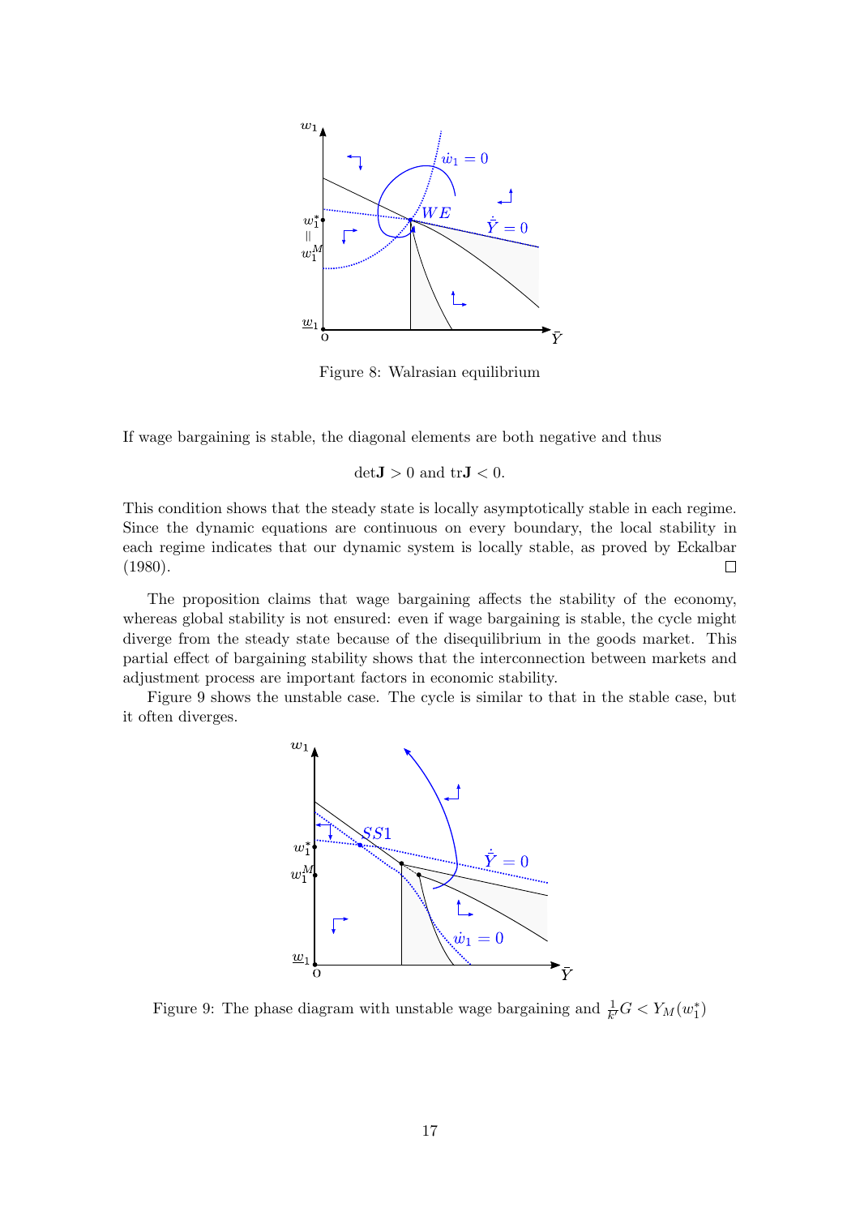Figure 8: Walrasian equilibrium

If wage bargaining is stable, the diagonal elements are both negative and thus

$$\det \mathbf{J} > 0 \text{ and } \mathrm{tr}\mathbf{J} < 0.$$

This condition shows that the steady state is locally asymptotically stable in each regime. Since the dynamic equations are continuous on every boundary, the local stability in each regime indicates that our dynamic system is locally stable, as proved by Eckalbar (1980). □

The proposition claims that wage bargaining affects the stability of the economy, whereas global stability is not ensured: even if wage bargaining is stable, the cycle might diverge from the steady state because of the disequilibrium in the goods market. This partial effect of bargaining stability shows that the interconnection between markets and adjustment process are important factors in economic stability.

Figure 9 shows the unstable case. The cycle is similar to that in the stable case, but it often diverges.

Figure 9: The phase diagram with unstable wage bargaining and $\frac{1}{k'}G < Y_M(w_1^*)$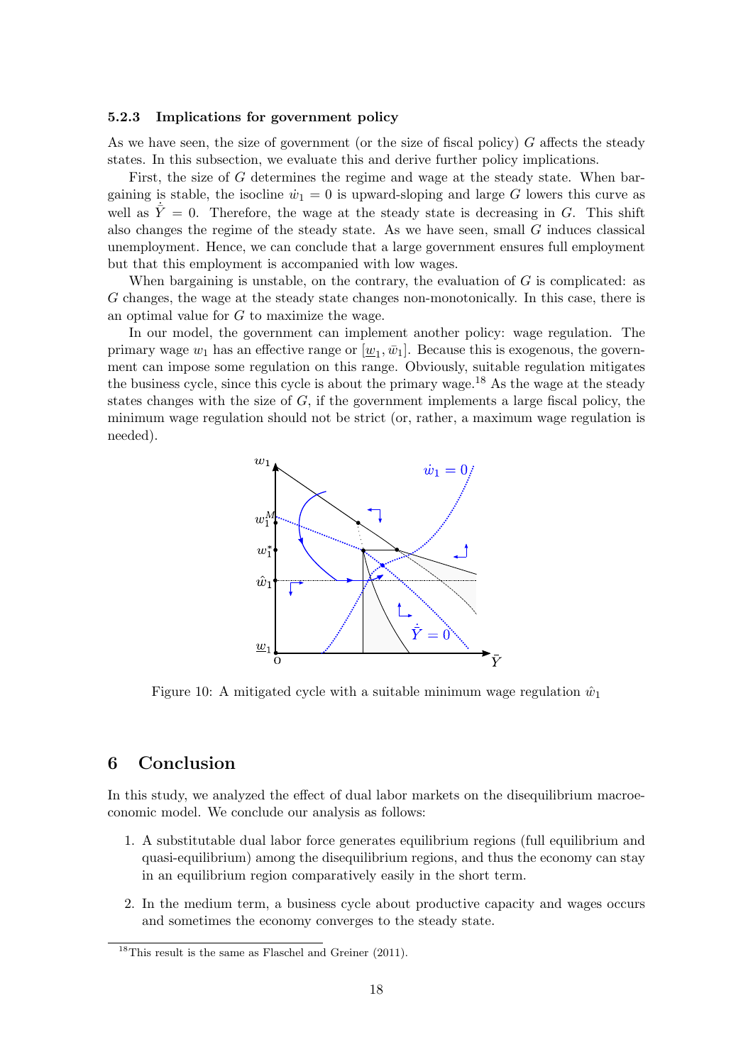### 5.2.3 Implications for government policy

As we have seen, the size of government (or the size of fiscal policy) $G$ affects the steady states. In this subsection, we evaluate this and derive further policy implications.

First, the size of $G$ determines the regime and wage at the steady state. When bargaining is stable, the isocline $\dot{w}_1 = 0$ is upward-sloping and large $G$ lowers this curve as well as $\dot{\bar{Y}} = 0$. Therefore, the wage at the steady state is decreasing in $G$. This shift also changes the regime of the steady state. As we have seen, small $G$ induces classical unemployment. Hence, we can conclude that a large government ensures full employment but that this employment is accompanied with low wages.

When bargaining is unstable, on the contrary, the evaluation of $G$ is complicated: as $G$ changes, the wage at the steady state changes non-monotonically. In this case, there is an optimal value for $G$ to maximize the wage.

In our model, the government can implement another policy: wage regulation. The primary wage $w_1$ has an effective range or $[\underline{w}_1, \bar{w}_1]$. Because this is exogenous, the government can impose some regulation on this range. Obviously, suitable regulation mitigates the business cycle, since this cycle is about the primary wage.[18] As the wage at the steady states changes with the size of $G$, if the government implements a large fiscal policy, the minimum wage regulation should not be strict (or, rather, a maximum wage regulation is needed).

Figure 10: A mitigated cycle with a suitable minimum wage regulation $\hat{w}_1$

# 6 Conclusion

In this study, we analyzed the effect of dual labor markets on the disequilibrium macroeconomic model. We conclude our analysis as follows:

1. A substitutable dual labor force generates equilibrium regions (full equilibrium and quasi-equilibrium) among the disequilibrium regions, and thus the economy can stay in an equilibrium region comparatively easily in the short term.

2. In the medium term, a business cycle about productive capacity and wages occurs and sometimes the economy converges to the steady state.

[18] This result is the same as Flaschel and Greiner (2011).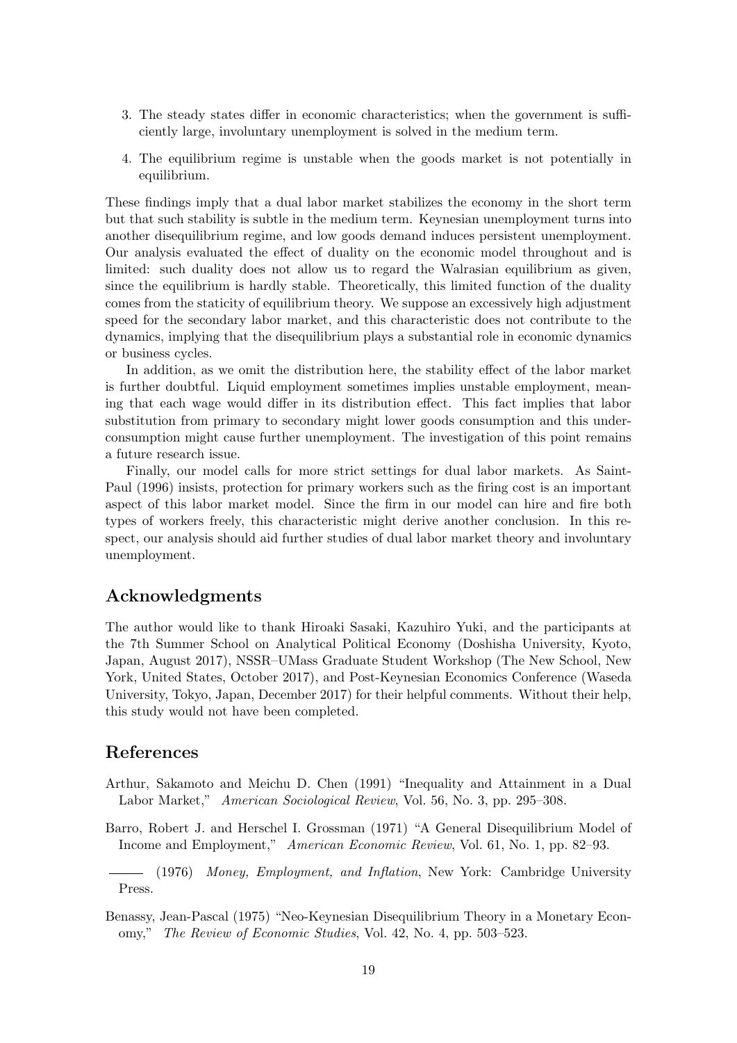3. The steady states differ in economic characteristics; when the government is sufficiently large, involuntary unemployment is solved in the medium term.

4. The equilibrium regime is unstable when the goods market is not potentially in equilibrium.

These findings imply that a dual labor market stabilizes the economy in the short term but that such stability is subtle in the medium term. Keynesian unemployment turns into another disequilibrium regime, and low goods demand induces persistent unemployment. Our analysis evaluated the effect of duality on the economic model throughout and is limited: such duality does not allow us to regard the Walrasian equilibrium as given, since the equilibrium is hardly stable. Theoretically, this limited function of the duality comes from the staticity of equilibrium theory. We suppose an excessively high adjustment speed for the secondary labor market, and this characteristic does not contribute to the dynamics, implying that the disequilibrium plays a substantial role in economic dynamics or business cycles.

In addition, as we omit the distribution here, the stability effect of the labor market is further doubtful. Liquid employment sometimes implies unstable employment, meaning that each wage would differ in its distribution effect. This fact implies that labor substitution from primary to secondary might lower goods consumption and this underconsumption might cause further unemployment. The investigation of this point remains a future research issue.

Finally, our model calls for more strict settings for dual labor markets. As Saint-Paul (1996) insists, protection for primary workers such as the firing cost is an important aspect of this labor market model. Since the firm in our model can hire and fire both types of workers freely, this characteristic might derive another conclusion. In this respect, our analysis should aid further studies of dual labor market theory and involuntary unemployment.

## Acknowledgments

The author would like to thank Hiroaki Sasaki, Kazuhiro Yuki, and the participants at the 7th Summer School on Analytical Political Economy (Doshisha University, Kyoto, Japan, August 2017), NSSR–UMass Graduate Student Workshop (The New School, New York, United States, October 2017), and Post-Keynesian Economics Conference (Waseda University, Tokyo, Japan, December 2017) for their helpful comments. Without their help, this study would not have been completed.

## References

Arthur, Sakamoto and Meichu D. Chen (1991) "Inequality and Attainment in a Dual Labor Market," *American Sociological Review*, Vol. 56, No. 3, pp. 295–308.

Barro, Robert J. and Herschel I. Grossman (1971) "A General Disequilibrium Model of Income and Employment," *American Economic Review*, Vol. 61, No. 1, pp. 82–93.

——— (1976) *Money, Employment, and Inflation*, New York: Cambridge University Press.

Benassy, Jean-Pascal (1975) "Neo-Keynesian Disequilibrium Theory in a Monetary Economy," *The Review of Economic Studies*, Vol. 42, No. 4, pp. 503–523.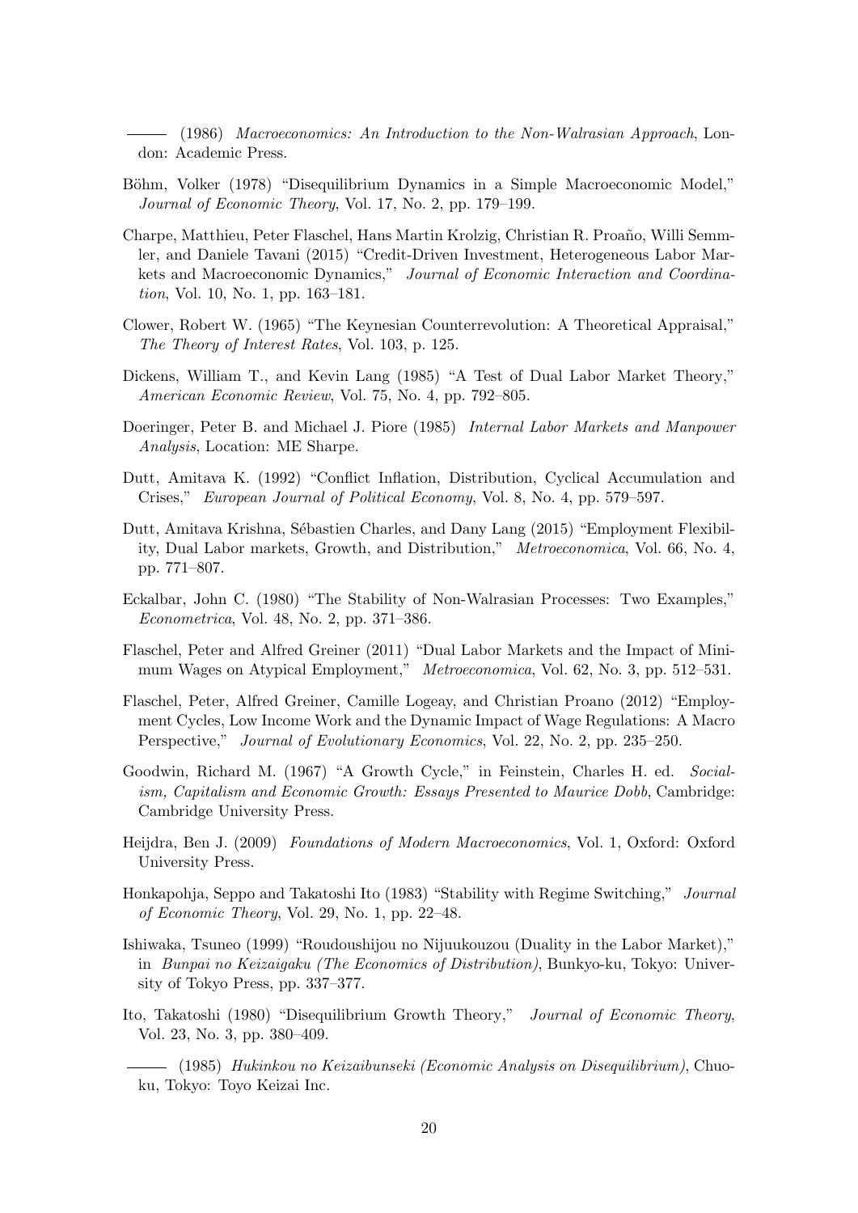——— (1986) *Macroeconomics: An Introduction to the Non-Walrasian Approach*, London: Academic Press.

Böhm, Volker (1978) "Disequilibrium Dynamics in a Simple Macroeconomic Model," *Journal of Economic Theory*, Vol. 17, No. 2, pp. 179–199.

Charpe, Matthieu, Peter Flaschel, Hans Martin Krolzig, Christian R. Proaño, Willi Semmler, and Daniele Tavani (2015) "Credit-Driven Investment, Heterogeneous Labor Markets and Macroeconomic Dynamics," *Journal of Economic Interaction and Coordination*, Vol. 10, No. 1, pp. 163–181.

Clower, Robert W. (1965) "The Keynesian Counterrevolution: A Theoretical Appraisal," *The Theory of Interest Rates*, Vol. 103, p. 125.

Dickens, William T., and Kevin Lang (1985) "A Test of Dual Labor Market Theory," *American Economic Review*, Vol. 75, No. 4, pp. 792–805.

Doeringer, Peter B. and Michael J. Piore (1985) *Internal Labor Markets and Manpower Analysis*, Location: ME Sharpe.

Dutt, Amitava K. (1992) "Conflict Inflation, Distribution, Cyclical Accumulation and Crises," *European Journal of Political Economy*, Vol. 8, No. 4, pp. 579–597.

Dutt, Amitava Krishna, Sébastien Charles, and Dany Lang (2015) "Employment Flexibility, Dual Labor markets, Growth, and Distribution," *Metroeconomica*, Vol. 66, No. 4, pp. 771–807.

Eckalbar, John C. (1980) "The Stability of Non-Walrasian Processes: Two Examples," *Econometrica*, Vol. 48, No. 2, pp. 371–386.

Flaschel, Peter and Alfred Greiner (2011) "Dual Labor Markets and the Impact of Minimum Wages on Atypical Employment," *Metroeconomica*, Vol. 62, No. 3, pp. 512–531.

Flaschel, Peter, Alfred Greiner, Camille Logeay, and Christian Proano (2012) "Employment Cycles, Low Income Work and the Dynamic Impact of Wage Regulations: A Macro Perspective," *Journal of Evolutionary Economics*, Vol. 22, No. 2, pp. 235–250.

Goodwin, Richard M. (1967) "A Growth Cycle," in Feinstein, Charles H. ed. *Socialism, Capitalism and Economic Growth: Essays Presented to Maurice Dobb*, Cambridge: Cambridge University Press.

Heijdra, Ben J. (2009) *Foundations of Modern Macroeconomics*, Vol. 1, Oxford: Oxford University Press.

Honkapohja, Seppo and Takatoshi Ito (1983) "Stability with Regime Switching," *Journal of Economic Theory*, Vol. 29, No. 1, pp. 22–48.

Ishiwaka, Tsuneo (1999) "Roudoushijou no Nijuukouzou (Duality in the Labor Market)," in *Bunpai no Keizaigaku (The Economics of Distribution)*, Bunkyo-ku, Tokyo: University of Tokyo Press, pp. 337–377.

Ito, Takatoshi (1980) "Disequilibrium Growth Theory," *Journal of Economic Theory*, Vol. 23, No. 3, pp. 380–409.

——— (1985) *Hukinkou no Keizaibunseki (Economic Analysis on Disequilibrium)*, Chuoku, Tokyo: Toyo Keizai Inc.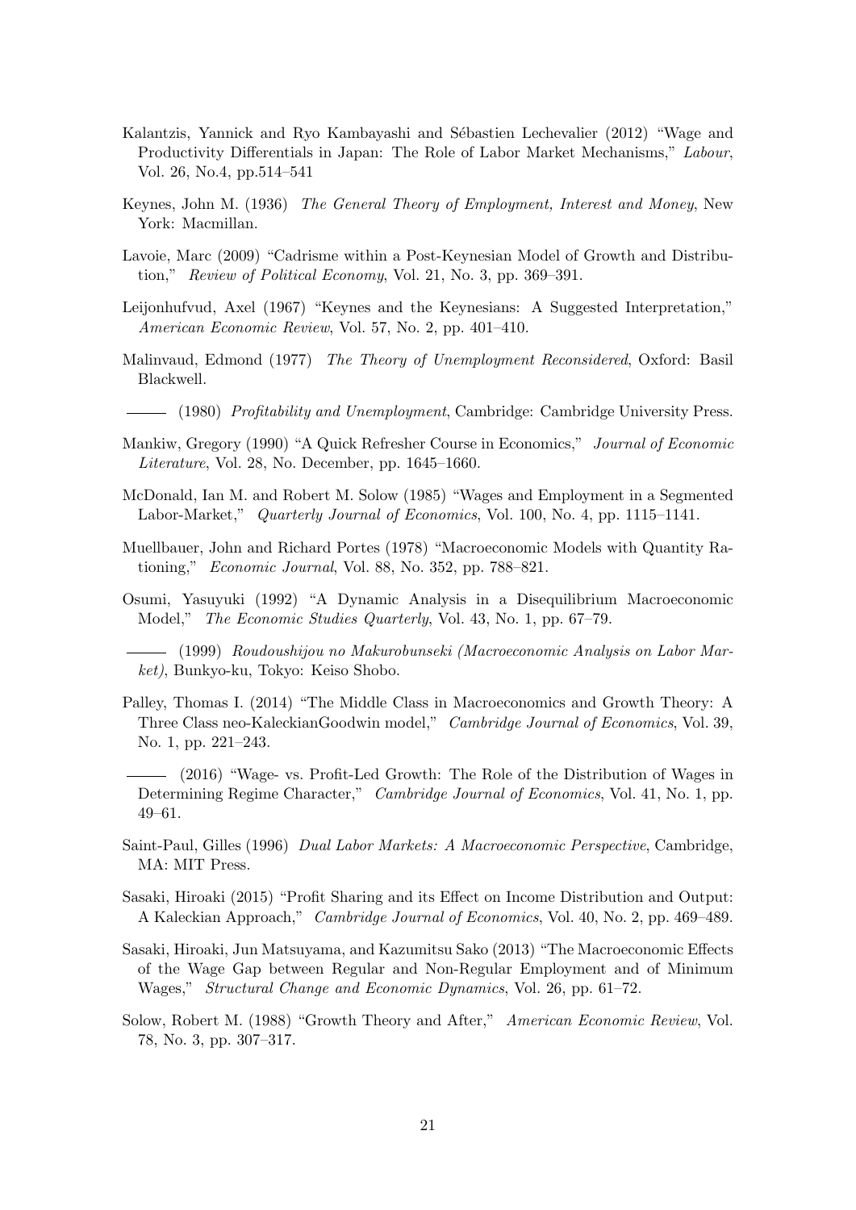Kalantzis, Yannick and Ryo Kambayashi and Sébastien Lechevalier (2012) "Wage and Productivity Differentials in Japan: The Role of Labor Market Mechanisms," *Labour*, Vol. 26, No.4, pp.514–541

Keynes, John M. (1936) *The General Theory of Employment, Interest and Money*, New York: Macmillan.

Lavoie, Marc (2009) "Cadrisme within a Post-Keynesian Model of Growth and Distribution," *Review of Political Economy*, Vol. 21, No. 3, pp. 369–391.

Leijonhufvud, Axel (1967) "Keynes and the Keynesians: A Suggested Interpretation," *American Economic Review*, Vol. 57, No. 2, pp. 401–410.

Malinvaud, Edmond (1977) *The Theory of Unemployment Reconsidered*, Oxford: Basil Blackwell.

——— (1980) *Profitability and Unemployment*, Cambridge: Cambridge University Press.

Mankiw, Gregory (1990) "A Quick Refresher Course in Economics," *Journal of Economic Literature*, Vol. 28, No. December, pp. 1645–1660.

McDonald, Ian M. and Robert M. Solow (1985) "Wages and Employment in a Segmented Labor-Market," *Quarterly Journal of Economics*, Vol. 100, No. 4, pp. 1115–1141.

Muellbauer, John and Richard Portes (1978) "Macroeconomic Models with Quantity Rationing," *Economic Journal*, Vol. 88, No. 352, pp. 788–821.

Osumi, Yasuyuki (1992) "A Dynamic Analysis in a Disequilibrium Macroeconomic Model," *The Economic Studies Quarterly*, Vol. 43, No. 1, pp. 67–79.

——— (1999) *Roudoushijou no Makurobunseki (Macroeconomic Analysis on Labor Market)*, Bunkyo-ku, Tokyo: Keiso Shobo.

Palley, Thomas I. (2014) "The Middle Class in Macroeconomics and Growth Theory: A Three Class neo-KaleckianGoodwin model," *Cambridge Journal of Economics*, Vol. 39, No. 1, pp. 221–243.

——— (2016) "Wage- vs. Profit-Led Growth: The Role of the Distribution of Wages in Determining Regime Character," *Cambridge Journal of Economics*, Vol. 41, No. 1, pp. 49–61.

Saint-Paul, Gilles (1996) *Dual Labor Markets: A Macroeconomic Perspective*, Cambridge, MA: MIT Press.

Sasaki, Hiroaki (2015) "Profit Sharing and its Effect on Income Distribution and Output: A Kaleckian Approach," *Cambridge Journal of Economics*, Vol. 40, No. 2, pp. 469–489.

Sasaki, Hiroaki, Jun Matsuyama, and Kazumitsu Sako (2013) "The Macroeconomic Effects of the Wage Gap between Regular and Non-Regular Employment and of Minimum Wages," *Structural Change and Economic Dynamics*, Vol. 26, pp. 61–72.

Solow, Robert M. (1988) "Growth Theory and After," *American Economic Review*, Vol. 78, No. 3, pp. 307–317.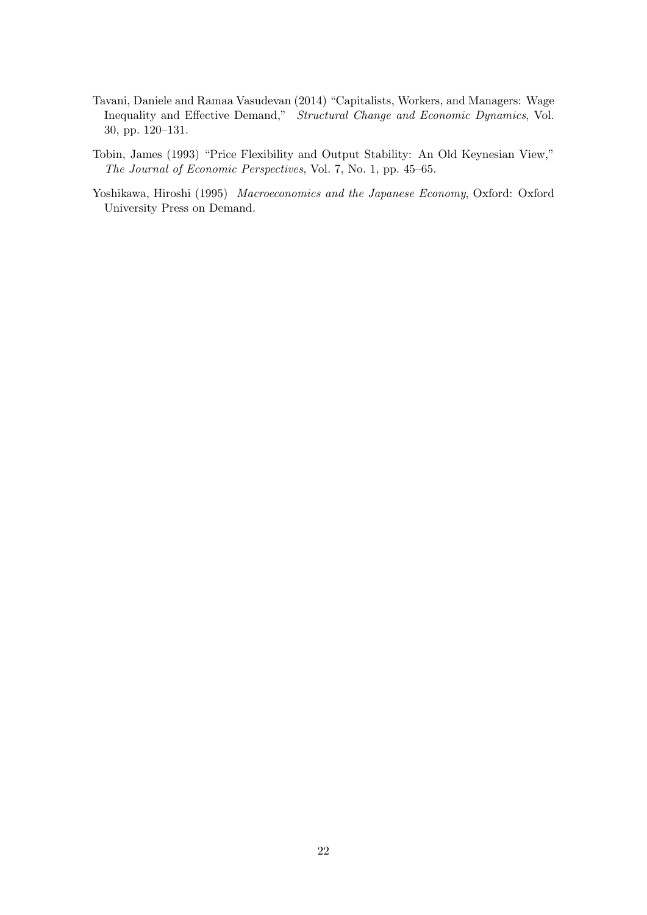Tavani, Daniele and Ramaa Vasudevan (2014) "Capitalists, Workers, and Managers: Wage Inequality and Effective Demand," *Structural Change and Economic Dynamics*, Vol. 30, pp. 120–131.

Tobin, James (1993) "Price Flexibility and Output Stability: An Old Keynesian View," *The Journal of Economic Perspectives*, Vol. 7, No. 1, pp. 45–65.

Yoshikawa, Hiroshi (1995) *Macroeconomics and the Japanese Economy*, Oxford: Oxford University Press on Demand.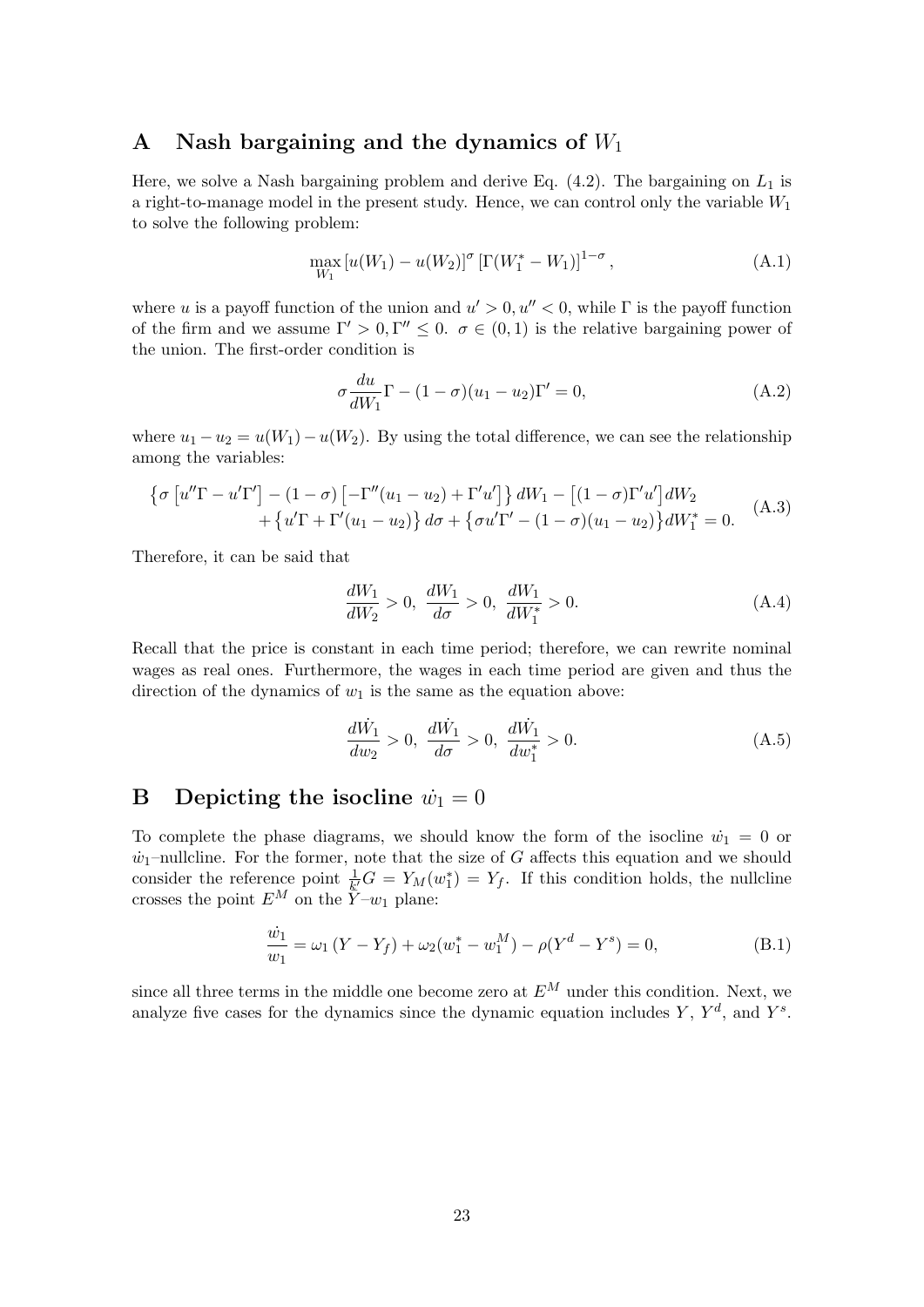## A Nash bargaining and the dynamics of $W_1$

Here, we solve a Nash bargaining problem and derive Eq. (4.2). The bargaining on $L_1$ is a right-to-manage model in the present study. Hence, we can control only the variable $W_1$ to solve the following problem:

$$\max_{W_1} \left[u(W_1) - u(W_2)\right]^{\sigma} \left[\Gamma(W_1^* - W_1)\right]^{1-\sigma}, \tag{A.1}$$

where $u$ is a payoff function of the union and $u' > 0, u'' < 0$, while $\Gamma$ is the payoff function of the firm and we assume $\Gamma' > 0, \Gamma'' \leq 0$. $\sigma \in (0, 1)$ is the relative bargaining power of the union. The first-order condition is

$$\sigma \frac{du}{dW_1}\Gamma - (1-\sigma)(u_1 - u_2)\Gamma' = 0, \tag{A.2}$$

where $u_1 - u_2 = u(W_1) - u(W_2)$. By using the total difference, we can see the relationship among the variables:

$$\begin{aligned} \left\{\sigma\left[u''\Gamma - u'\Gamma'\right] - (1-\sigma)\left[-\Gamma''(u_1-u_2) + \Gamma' u'\right]\right\} dW_1 - \left[(1-\sigma)\Gamma' u'\right] dW_2 \\ + \left\{u'\Gamma + \Gamma'(u_1 - u_2)\right\} d\sigma + \left\{\sigma u'\Gamma' - (1-\sigma)(u_1-u_2)\right\} dW_1^* = 0. \end{aligned} \tag{A.3}$$

Therefore, it can be said that

$$\frac{dW_1}{dW_2} > 0, \; \frac{dW_1}{d\sigma} > 0, \; \frac{dW_1}{dW_1^*} > 0. \tag{A.4}$$

Recall that the price is constant in each time period; therefore, we can rewrite nominal wages as real ones. Furthermore, the wages in each time period are given and thus the direction of the dynamics of $w_1$ is the same as the equation above:

$$\frac{d\dot{W}_1}{dw_2} > 0, \; \frac{d\dot{W}_1}{d\sigma} > 0, \; \frac{d\dot{W}_1}{dw_1^*} > 0. \tag{A.5}$$

## B Depicting the isocline $\dot{w}_1 = 0$

To complete the phase diagrams, we should know the form of the isocline $\dot{w}_1 = 0$ or $\dot{w}_1$–nullcline. For the former, note that the size of $G$ affects this equation and we should consider the reference point $\frac{1}{k'}G = Y_M(w_1^*) = Y_f$. If this condition holds, the nullcline crosses the point $E^M$ on the $Y$–$w_1$ plane:

$$\frac{\dot{w}_1}{w_1} = \omega_1\left(Y - Y_f\right) + \omega_2(w_1^* - w_1^M) - \rho(Y^d - Y^s) = 0, \tag{B.1}$$

since all three terms in the middle one become zero at $E^M$ under this condition. Next, we analyze five cases for the dynamics since the dynamic equation includes $Y$, $Y^d$, and $Y^s$.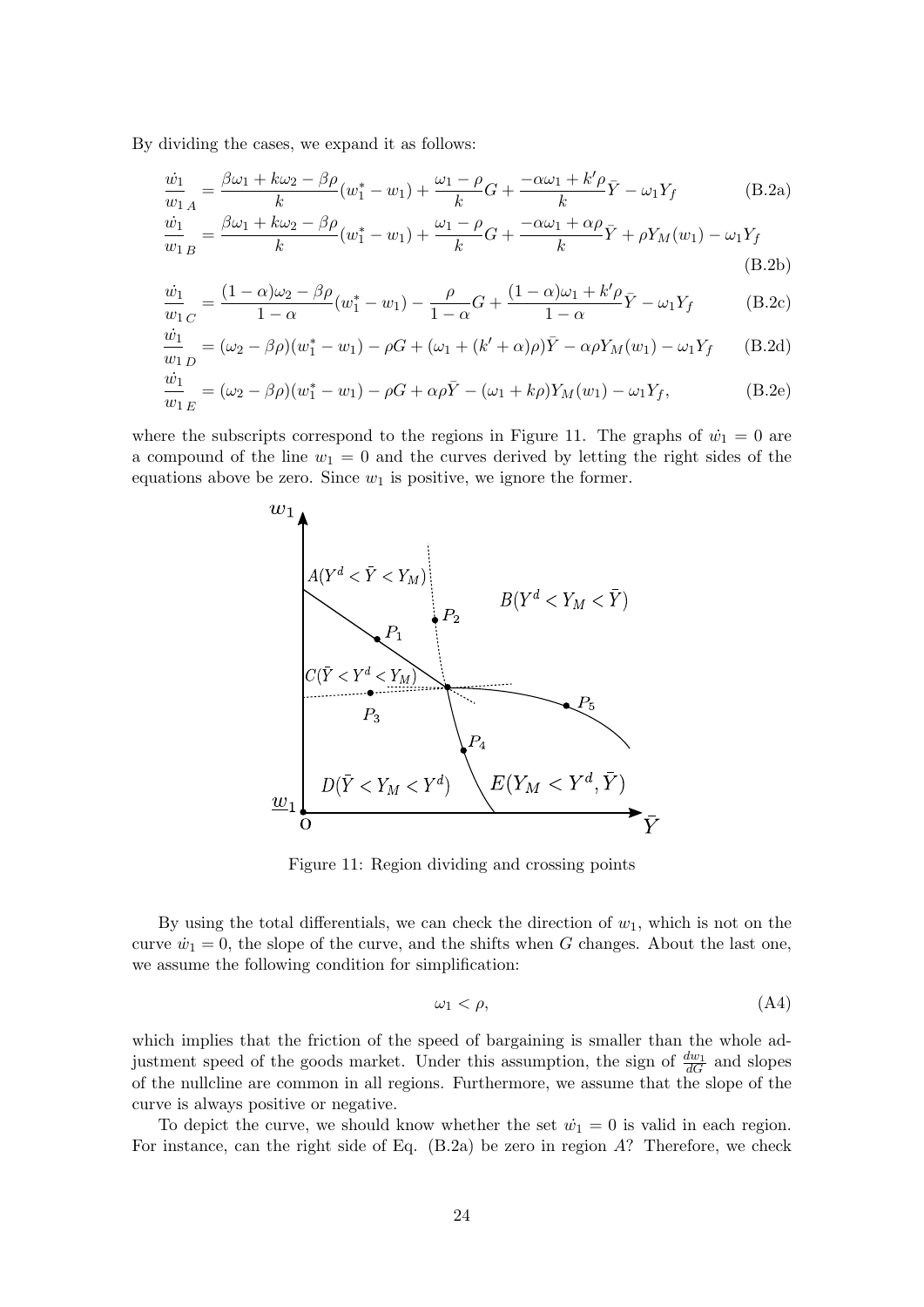By dividing the cases, we expand it as follows:

$$\frac{\dot{w_1}}{w_1}_A = \frac{\beta\omega_1 + k\omega_2 - \beta\rho}{k}(w_1^* - w_1) + \frac{\omega_1 - \rho}{k}G + \frac{-\alpha\omega_1 + k'\rho}{k}\bar{Y} - \omega_1 Y_f \tag{B.2a}$$

$$\frac{\dot{w_1}}{w_1}_B = \frac{\beta\omega_1 + k\omega_2 - \beta\rho}{k}(w_1^* - w_1) + \frac{\omega_1 - \rho}{k}G + \frac{-\alpha\omega_1 + \alpha\rho}{k}\bar{Y} + \rho Y_M(w_1) - \omega_1 Y_f \tag{B.2b}$$

$$\frac{\dot{w_1}}{w_1}_C = \frac{(1-\alpha)\omega_2 - \beta\rho}{1-\alpha}(w_1^* - w_1) - \frac{\rho}{1-\alpha}G + \frac{(1-\alpha)\omega_1 + k'\rho}{1-\alpha}\bar{Y} - \omega_1 Y_f \tag{B.2c}$$

$$\frac{\dot{w_1}}{w_1}_D = (\omega_2 - \beta\rho)(w_1^* - w_1) - \rho G + (\omega_1 + (k' + \alpha)\rho)\bar{Y} - \alpha\rho Y_M(w_1) - \omega_1 Y_f \tag{B.2d}$$

$$\frac{\dot{w_1}}{w_1}_E = (\omega_2 - \beta\rho)(w_1^* - w_1) - \rho G + \alpha\rho\bar{Y} - (\omega_1 + k\rho)Y_M(w_1) - \omega_1 Y_f, \tag{B.2e}$$

where the subscripts correspond to the regions in Figure 11. The graphs of $\dot{w_1} = 0$ are a compound of the line $w_1 = 0$ and the curves derived by letting the right sides of the equations above be zero. Since $w_1$ is positive, we ignore the former.

Figure 11: Region dividing and crossing points

By using the total differentials, we can check the direction of $w_1$, which is not on the curve $\dot{w_1} = 0$, the slope of the curve, and the shifts when $G$ changes. About the last one, we assume the following condition for simplification:

$$\omega_1 < \rho, \tag{A4}$$

which implies that the friction of the speed of bargaining is smaller than the whole adjustment speed of the goods market. Under this assumption, the sign of $\frac{dw_1}{dG}$ and slopes of the nullcline are common in all regions. Furthermore, we assume that the slope of the curve is always positive or negative.

To depict the curve, we should know whether the set $\dot{w_1} = 0$ is valid in each region. For instance, can the right side of Eq. (B.2a) be zero in region $A$? Therefore, we check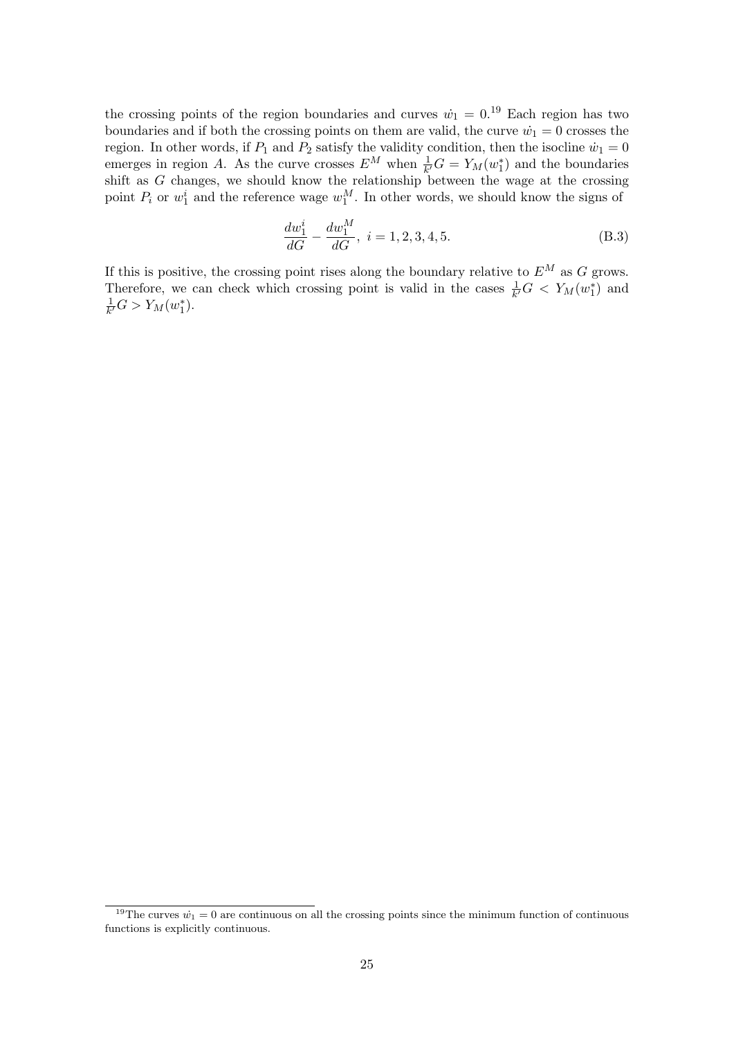the crossing points of the region boundaries and curves $\dot{w}_1 = 0$.[19] Each region has two boundaries and if both the crossing points on them are valid, the curve $\dot{w}_1 = 0$ crosses the region. In other words, if $P_1$ and $P_2$ satisfy the validity condition, then the isocline $\dot{w}_1 = 0$ emerges in region $A$. As the curve crosses $E^M$ when $\frac{1}{k'}G = Y_M(w_1^*)$ and the boundaries shift as $G$ changes, we should know the relationship between the wage at the crossing point $P_i$ or $w_1^i$ and the reference wage $w_1^M$. In other words, we should know the signs of

$$\frac{dw_1^i}{dG} - \frac{dw_1^M}{dG}, \; i = 1, 2, 3, 4, 5. \tag{B.3}$$

If this is positive, the crossing point rises along the boundary relative to $E^M$ as $G$ grows. Therefore, we can check which crossing point is valid in the cases $\frac{1}{k'}G < Y_M(w_1^*)$ and $\frac{1}{k'}G > Y_M(w_1^*)$.

[19] The curves $\dot{w}_1 = 0$ are continuous on all the crossing points since the minimum function of continuous functions is explicitly continuous.